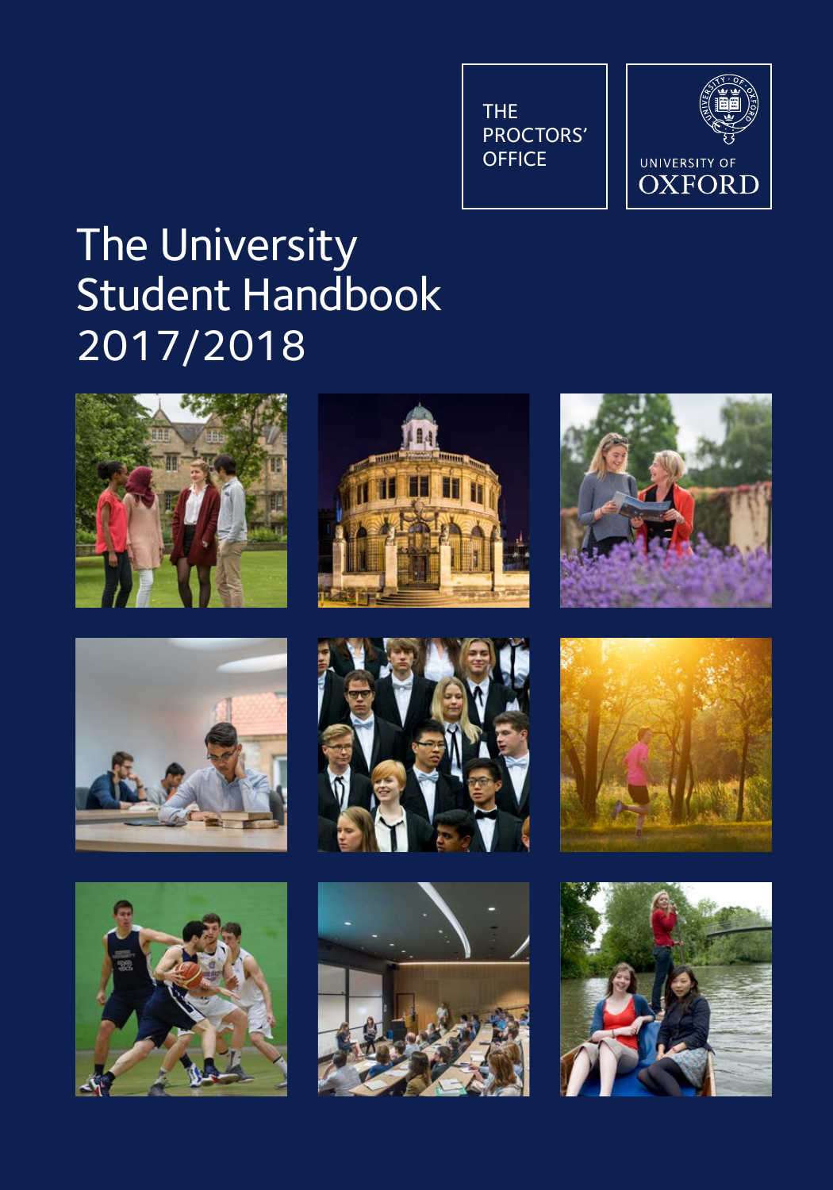THE PROCTORS' OFFICE

UNIVERSITY OF OXFORD

# The University Student Handbook 2017/2018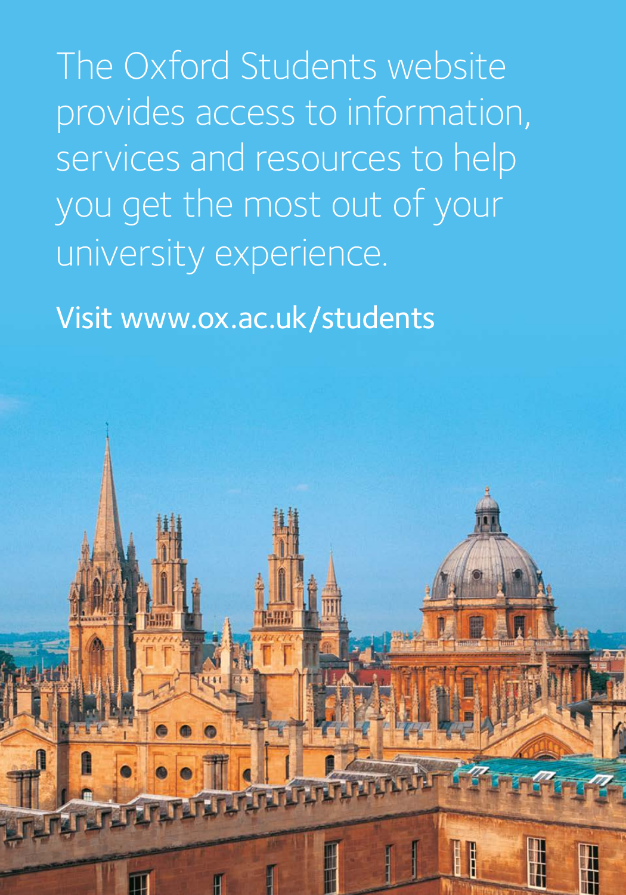The Oxford Students website provides access to information, services and resources to help you get the most out of your university experience.

Visit www.ox.ac.uk/students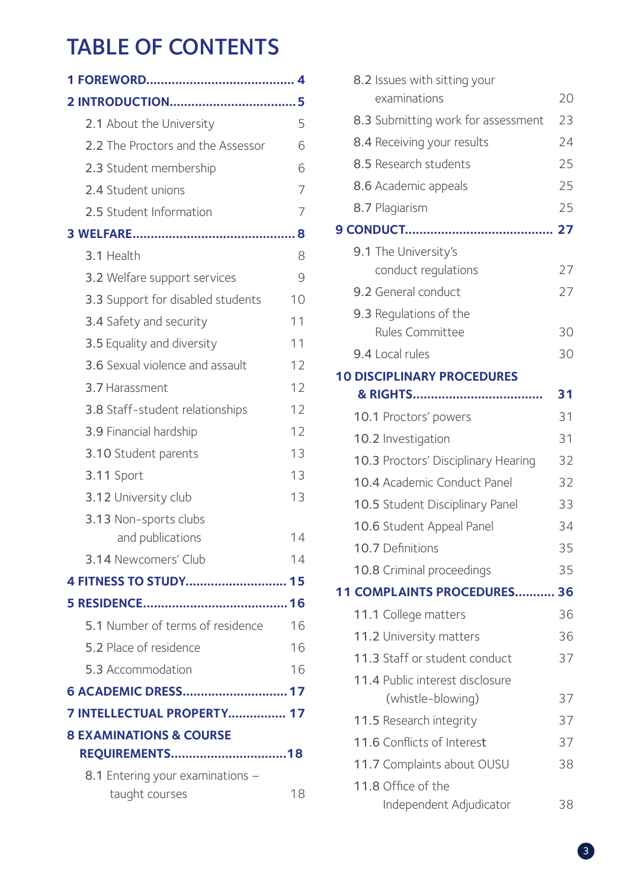# TABLE OF CONTENTS

**1 FOREWORD........................................ 4**

**2 INTRODUCTION.................................. 5**

- 2.1 About the University 5
- 2.2 The Proctors and the Assessor 6
- 2.3 Student membership 6
- 2.4 Student unions 7
- 2.5 Student Information 7

**3 WELFARE............................................ 8**

- 3.1 Health 8
- 3.2 Welfare support services 9
- 3.3 Support for disabled students 10
- 3.4 Safety and security 11
- 3.5 Equality and diversity 11
- 3.6 Sexual violence and assault 12
- 3.7 Harassment 12
- 3.8 Staff-student relationships 12
- 3.9 Financial hardship 12
- 3.10 Student parents 13
- 3.11 Sport 13
- 3.12 University club 13
- 3.13 Non-sports clubs and publications 14
- 3.14 Newcomers' Club 14

**4 FITNESS TO STUDY........................... 15**

**5 RESIDENCE....................................... 16**

- 5.1 Number of terms of residence 16
- 5.2 Place of residence 16
- 5.3 Accommodation 16

**6 ACADEMIC DRESS............................ 17**

**7 INTELLECTUAL PROPERTY................ 17**

**8 EXAMINATIONS & COURSE REQUIREMENTS................................18**

- 8.1 Entering your examinations – taught courses 18
- 8.2 Issues with sitting your examinations 20
- 8.3 Submitting work for assessment 23
- 8.4 Receiving your results 24
- 8.5 Research students 25
- 8.6 Academic appeals 25
- 8.7 Plagiarism 25

**9 CONDUCT........................................ 27**

- 9.1 The University's conduct regulations 27
- 9.2 General conduct 27
- 9.3 Regulations of the Rules Committee 30
- 9.4 Local rules 30

**10 DISCIPLINARY PROCEDURES & RIGHTS................................... 31**

- 10.1 Proctors' powers 31
- 10.2 Investigation 31
- 10.3 Proctors' Disciplinary Hearing 32
- 10.4 Academic Conduct Panel 32
- 10.5 Student Disciplinary Panel 33
- 10.6 Student Appeal Panel 34
- 10.7 Definitions 35
- 10.8 Criminal proceedings 35

**11 COMPLAINTS PROCEDURES........... 36**

- 11.1 College matters 36
- 11.2 University matters 36
- 11.3 Staff or student conduct 37
- 11.4 Public interest disclosure (whistle-blowing) 37
- 11.5 Research integrity 37
- 11.6 Conflicts of Interest 37
- 11.7 Complaints about OUSU 38
- 11.8 Office of the Independent Adjudicator 38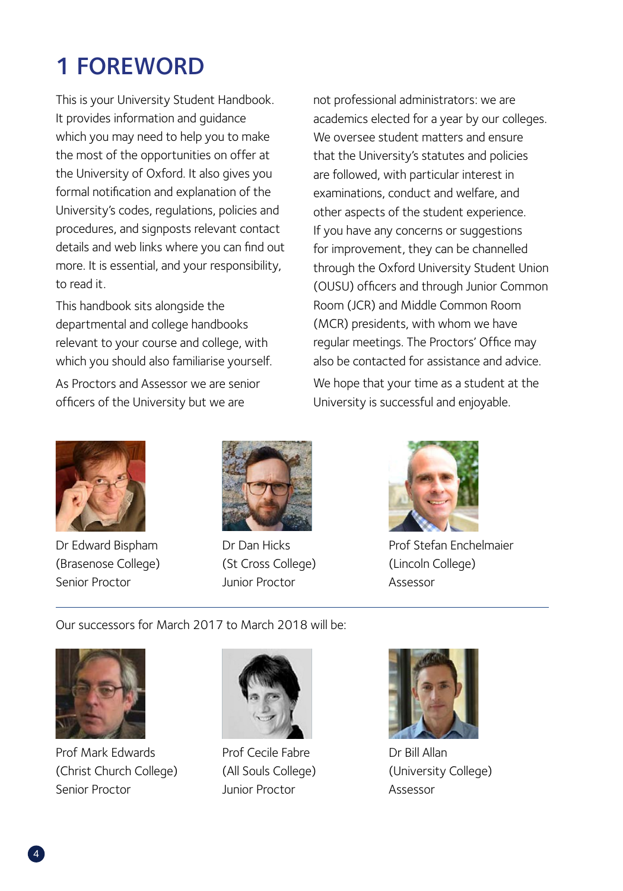# 1 FOREWORD

This is your University Student Handbook. It provides information and guidance which you may need to help you to make the most of the opportunities on offer at the University of Oxford. It also gives you formal notification and explanation of the University's codes, regulations, policies and procedures, and signposts relevant contact details and web links where you can find out more. It is essential, and your responsibility, to read it.

This handbook sits alongside the departmental and college handbooks relevant to your course and college, with which you should also familiarise yourself.

As Proctors and Assessor we are senior officers of the University but we are not professional administrators: we are academics elected for a year by our colleges. We oversee student matters and ensure that the University's statutes and policies are followed, with particular interest in examinations, conduct and welfare, and other aspects of the student experience. If you have any concerns or suggestions for improvement, they can be channelled through the Oxford University Student Union (OUSU) officers and through Junior Common Room (JCR) and Middle Common Room (MCR) presidents, with whom we have regular meetings. The Proctors' Office may also be contacted for assistance and advice.

We hope that your time as a student at the University is successful and enjoyable.

Dr Edward Bispham
(Brasenose College)
Senior Proctor

Dr Dan Hicks
(St Cross College)
Junior Proctor

Prof Stefan Enchelmaier
(Lincoln College)
Assessor

---

Our successors for March 2017 to March 2018 will be:

Prof Mark Edwards
(Christ Church College)
Senior Proctor

Prof Cecile Fabre
(All Souls College)
Junior Proctor

Dr Bill Allan
(University College)
Assessor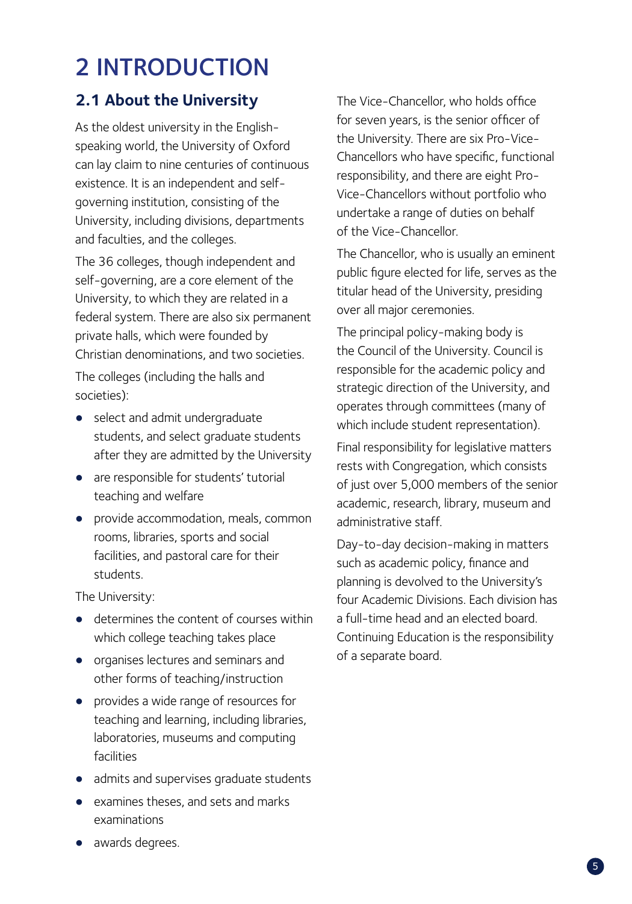# 2 INTRODUCTION

## 2.1 About the University

As the oldest university in the English-speaking world, the University of Oxford can lay claim to nine centuries of continuous existence. It is an independent and self-governing institution, consisting of the University, including divisions, departments and faculties, and the colleges.

The 36 colleges, though independent and self-governing, are a core element of the University, to which they are related in a federal system. There are also six permanent private halls, which were founded by Christian denominations, and two societies.

The colleges (including the halls and societies):

- select and admit undergraduate students, and select graduate students after they are admitted by the University
- are responsible for students' tutorial teaching and welfare
- provide accommodation, meals, common rooms, libraries, sports and social facilities, and pastoral care for their students.

The University:

- determines the content of courses within which college teaching takes place
- organises lectures and seminars and other forms of teaching/instruction
- provides a wide range of resources for teaching and learning, including libraries, laboratories, museums and computing facilities
- admits and supervises graduate students
- examines theses, and sets and marks examinations
- awards degrees.

The Vice-Chancellor, who holds office for seven years, is the senior officer of the University. There are six Pro-Vice-Chancellors who have specific, functional responsibility, and there are eight Pro-Vice-Chancellors without portfolio who undertake a range of duties on behalf of the Vice-Chancellor.

The Chancellor, who is usually an eminent public figure elected for life, serves as the titular head of the University, presiding over all major ceremonies.

The principal policy-making body is the Council of the University. Council is responsible for the academic policy and strategic direction of the University, and operates through committees (many of which include student representation).

Final responsibility for legislative matters rests with Congregation, which consists of just over 5,000 members of the senior academic, research, library, museum and administrative staff.

Day-to-day decision-making in matters such as academic policy, finance and planning is devolved to the University's four Academic Divisions. Each division has a full-time head and an elected board. Continuing Education is the responsibility of a separate board.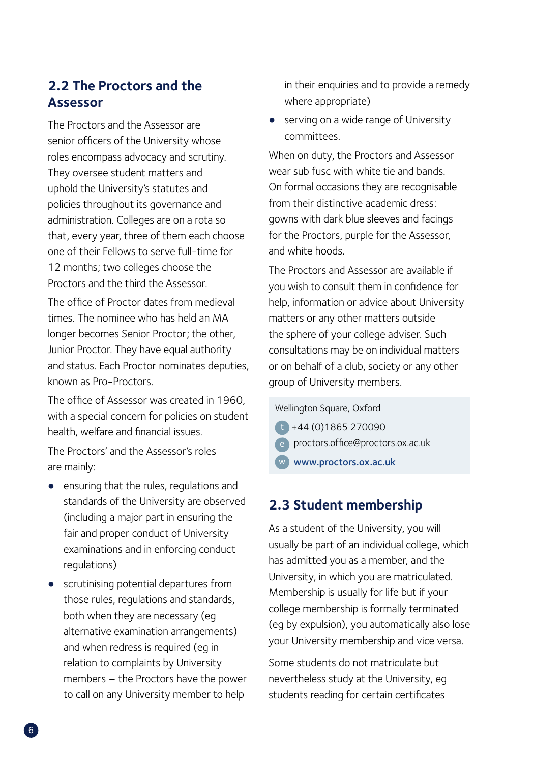## 2.2 The Proctors and the Assessor

The Proctors and the Assessor are senior officers of the University whose roles encompass advocacy and scrutiny. They oversee student matters and uphold the University's statutes and policies throughout its governance and administration. Colleges are on a rota so that, every year, three of them each choose one of their Fellows to serve full-time for 12 months; two colleges choose the Proctors and the third the Assessor.

The office of Proctor dates from medieval times. The nominee who has held an MA longer becomes Senior Proctor; the other, Junior Proctor. They have equal authority and status. Each Proctor nominates deputies, known as Pro-Proctors.

The office of Assessor was created in 1960, with a special concern for policies on student health, welfare and financial issues.

The Proctors' and the Assessor's roles are mainly:

- ensuring that the rules, regulations and standards of the University are observed (including a major part in ensuring the fair and proper conduct of University examinations and in enforcing conduct regulations)
- scrutinising potential departures from those rules, regulations and standards, both when they are necessary (eg alternative examination arrangements) and when redress is required (eg in relation to complaints by University members – the Proctors have the power to call on any University member to help in their enquiries and to provide a remedy where appropriate)
- serving on a wide range of University committees.

When on duty, the Proctors and Assessor wear sub fusc with white tie and bands. On formal occasions they are recognisable from their distinctive academic dress: gowns with dark blue sleeves and facings for the Proctors, purple for the Assessor, and white hoods.

The Proctors and Assessor are available if you wish to consult them in confidence for help, information or advice about University matters or any other matters outside the sphere of your college adviser. Such consultations may be on individual matters or on behalf of a club, society or any other group of University members.

Wellington Square, Oxford
t +44 (0)1865 270090
e proctors.office@proctors.ox.ac.uk
w **www.proctors.ox.ac.uk**

## 2.3 Student membership

As a student of the University, you will usually be part of an individual college, which has admitted you as a member, and the University, in which you are matriculated. Membership is usually for life but if your college membership is formally terminated (eg by expulsion), you automatically also lose your University membership and vice versa.

Some students do not matriculate but nevertheless study at the University, eg students reading for certain certificates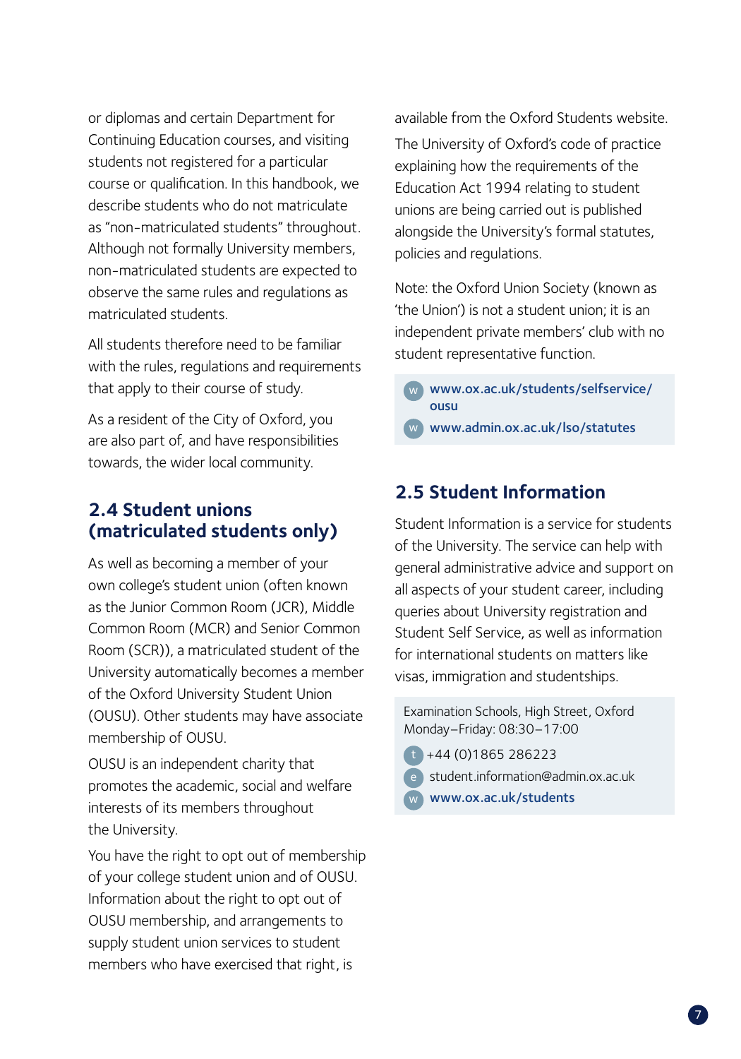or diplomas and certain Department for Continuing Education courses, and visiting students not registered for a particular course or qualification. In this handbook, we describe students who do not matriculate as "non-matriculated students" throughout. Although not formally University members, non-matriculated students are expected to observe the same rules and regulations as matriculated students.

All students therefore need to be familiar with the rules, regulations and requirements that apply to their course of study.

As a resident of the City of Oxford, you are also part of, and have responsibilities towards, the wider local community.

## 2.4 Student unions (matriculated students only)

As well as becoming a member of your own college's student union (often known as the Junior Common Room (JCR), Middle Common Room (MCR) and Senior Common Room (SCR)), a matriculated student of the University automatically becomes a member of the Oxford University Student Union (OUSU). Other students may have associate membership of OUSU.

OUSU is an independent charity that promotes the academic, social and welfare interests of its members throughout the University.

You have the right to opt out of membership of your college student union and of OUSU. Information about the right to opt out of OUSU membership, and arrangements to supply student union services to student members who have exercised that right, is available from the Oxford Students website.

The University of Oxford's code of practice explaining how the requirements of the Education Act 1994 relating to student unions are being carried out is published alongside the University's formal statutes, policies and regulations.

Note: the Oxford Union Society (known as 'the Union') is not a student union; it is an independent private members' club with no student representative function.

w **www.ox.ac.uk/students/selfservice/ousu**

w **www.admin.ox.ac.uk/lso/statutes**

## 2.5 Student Information

Student Information is a service for students of the University. The service can help with general administrative advice and support on all aspects of your student career, including queries about University registration and Student Self Service, as well as information for international students on matters like visas, immigration and studentships.

Examination Schools, High Street, Oxford
Monday–Friday: 08:30–17:00

t +44 (0)1865 286223

e student.information@admin.ox.ac.uk

w **www.ox.ac.uk/students**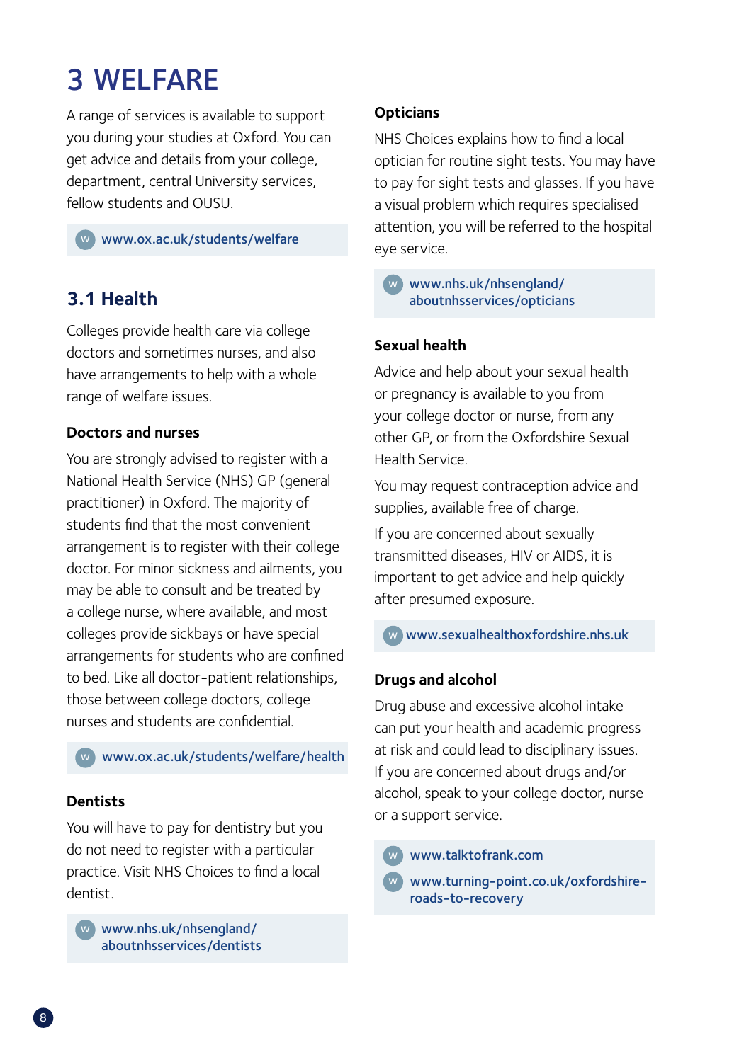# 3 WELFARE

A range of services is available to support you during your studies at Oxford. You can get advice and details from your college, department, central University services, fellow students and OUSU.

www.ox.ac.uk/students/welfare

## 3.1 Health

Colleges provide health care via college doctors and sometimes nurses, and also have arrangements to help with a whole range of welfare issues.

### Doctors and nurses

You are strongly advised to register with a National Health Service (NHS) GP (general practitioner) in Oxford. The majority of students find that the most convenient arrangement is to register with their college doctor. For minor sickness and ailments, you may be able to consult and be treated by a college nurse, where available, and most colleges provide sickbays or have special arrangements for students who are confined to bed. Like all doctor-patient relationships, those between college doctors, college nurses and students are confidential.

www.ox.ac.uk/students/welfare/health

### Dentists

You will have to pay for dentistry but you do not need to register with a particular practice. Visit NHS Choices to find a local dentist.

www.nhs.uk/nhsengland/aboutnhsservices/dentists

### Opticians

NHS Choices explains how to find a local optician for routine sight tests. You may have to pay for sight tests and glasses. If you have a visual problem which requires specialised attention, you will be referred to the hospital eye service.

www.nhs.uk/nhsengland/aboutnhsservices/opticians

### Sexual health

Advice and help about your sexual health or pregnancy is available to you from your college doctor or nurse, from any other GP, or from the Oxfordshire Sexual Health Service.

You may request contraception advice and supplies, available free of charge.

If you are concerned about sexually transmitted diseases, HIV or AIDS, it is important to get advice and help quickly after presumed exposure.

www.sexualhealthoxfordshire.nhs.uk

### Drugs and alcohol

Drug abuse and excessive alcohol intake can put your health and academic progress at risk and could lead to disciplinary issues. If you are concerned about drugs and/or alcohol, speak to your college doctor, nurse or a support service.

www.talktofrank.com

www.turning-point.co.uk/oxfordshire-roads-to-recovery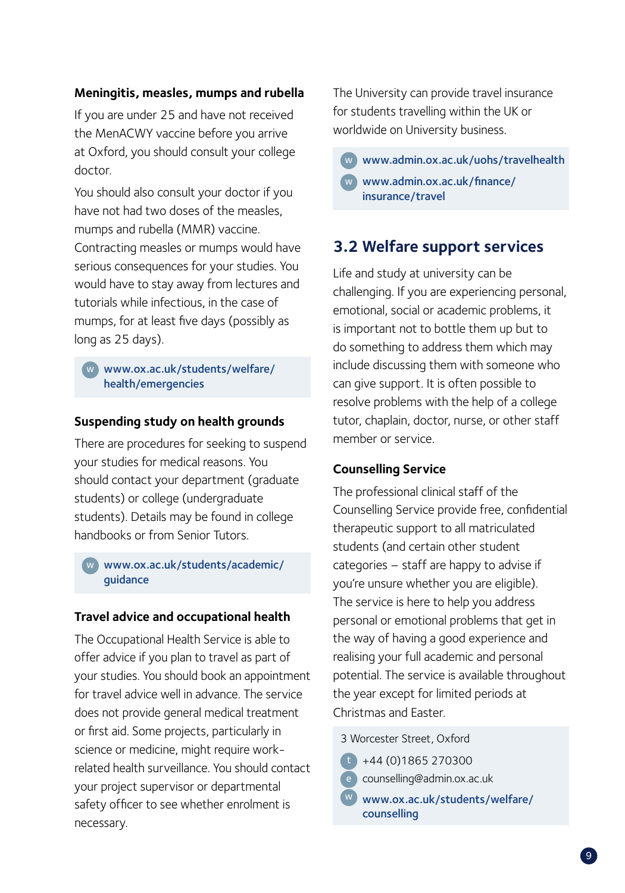### Meningitis, measles, mumps and rubella

If you are under 25 and have not received the MenACWY vaccine before you arrive at Oxford, you should consult your college doctor.

You should also consult your doctor if you have not had two doses of the measles, mumps and rubella (MMR) vaccine. Contracting measles or mumps would have serious consequences for your studies. You would have to stay away from lectures and tutorials while infectious, in the case of mumps, for at least five days (possibly as long as 25 days).

w www.ox.ac.uk/students/welfare/health/emergencies

### Suspending study on health grounds

There are procedures for seeking to suspend your studies for medical reasons. You should contact your department (graduate students) or college (undergraduate students). Details may be found in college handbooks or from Senior Tutors.

w www.ox.ac.uk/students/academic/guidance

### Travel advice and occupational health

The Occupational Health Service is able to offer advice if you plan to travel as part of your studies. You should book an appointment for travel advice well in advance. The service does not provide general medical treatment or first aid. Some projects, particularly in science or medicine, might require work-related health surveillance. You should contact your project supervisor or departmental safety officer to see whether enrolment is necessary.

The University can provide travel insurance for students travelling within the UK or worldwide on University business.

w www.admin.ox.ac.uk/uohs/travelhealth

w www.admin.ox.ac.uk/finance/insurance/travel

## 3.2 Welfare support services

Life and study at university can be challenging. If you are experiencing personal, emotional, social or academic problems, it is important not to bottle them up but to do something to address them which may include discussing them with someone who can give support. It is often possible to resolve problems with the help of a college tutor, chaplain, doctor, nurse, or other staff member or service.

### Counselling Service

The professional clinical staff of the Counselling Service provide free, confidential therapeutic support to all matriculated students (and certain other student categories – staff are happy to advise if you're unsure whether you are eligible). The service is here to help you address personal or emotional problems that get in the way of having a good experience and realising your full academic and personal potential. The service is available throughout the year except for limited periods at Christmas and Easter.

3 Worcester Street, Oxford

t +44 (0)1865 270300

e counselling@admin.ox.ac.uk

w www.ox.ac.uk/students/welfare/counselling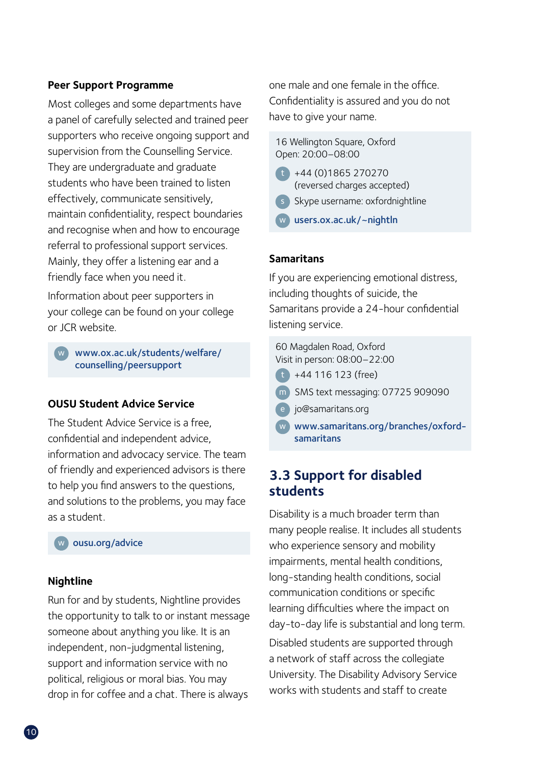### Peer Support Programme

Most colleges and some departments have a panel of carefully selected and trained peer supporters who receive ongoing support and supervision from the Counselling Service. They are undergraduate and graduate students who have been trained to listen effectively, communicate sensitively, maintain confidentiality, respect boundaries and recognise when and how to encourage referral to professional support services. Mainly, they offer a listening ear and a friendly face when you need it.

Information about peer supporters in your college can be found on your college or JCR website.

w **www.ox.ac.uk/students/welfare/counselling/peersupport**

### OUSU Student Advice Service

The Student Advice Service is a free, confidential and independent advice, information and advocacy service. The team of friendly and experienced advisors is there to help you find answers to the questions, and solutions to the problems, you may face as a student.

w **ousu.org/advice**

### Nightline

Run for and by students, Nightline provides the opportunity to talk to or instant message someone about anything you like. It is an independent, non-judgmental listening, support and information service with no political, religious or moral bias. You may drop in for coffee and a chat. There is always one male and one female in the office. Confidentiality is assured and you do not have to give your name.

16 Wellington Square, Oxford
Open: 20:00–08:00

t +44 (0)1865 270270 (reversed charges accepted)
s Skype username: oxfordnightline
w **users.ox.ac.uk/~nightln**

### Samaritans

If you are experiencing emotional distress, including thoughts of suicide, the Samaritans provide a 24-hour confidential listening service.

60 Magdalen Road, Oxford
Visit in person: 08:00–22:00

t +44 116 123 (free)
m SMS text messaging: 07725 909090
e jo@samaritans.org
w **www.samaritans.org/branches/oxford-samaritans**

## 3.3 Support for disabled students

Disability is a much broader term than many people realise. It includes all students who experience sensory and mobility impairments, mental health conditions, long-standing health conditions, social communication conditions or specific learning difficulties where the impact on day-to-day life is substantial and long term.

Disabled students are supported through a network of staff across the collegiate University. The Disability Advisory Service works with students and staff to create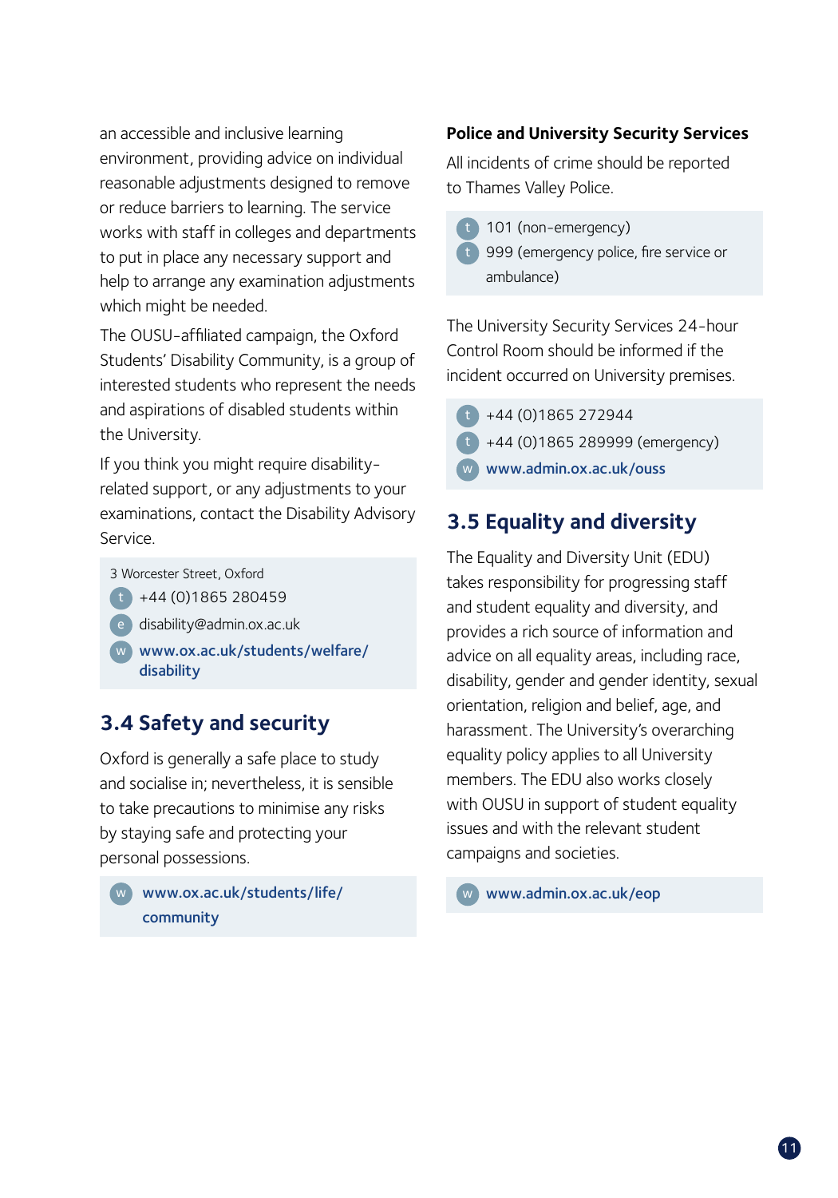an accessible and inclusive learning environment, providing advice on individual reasonable adjustments designed to remove or reduce barriers to learning. The service works with staff in colleges and departments to put in place any necessary support and help to arrange any examination adjustments which might be needed.

The OUSU-affiliated campaign, the Oxford Students' Disability Community, is a group of interested students who represent the needs and aspirations of disabled students within the University.

If you think you might require disability-related support, or any adjustments to your examinations, contact the Disability Advisory Service.

3 Worcester Street, Oxford
t +44 (0)1865 280459
e disability@admin.ox.ac.uk
w www.ox.ac.uk/students/welfare/disability

## 3.4 Safety and security

Oxford is generally a safe place to study and socialise in; nevertheless, it is sensible to take precautions to minimise any risks by staying safe and protecting your personal possessions.

w www.ox.ac.uk/students/life/community

**Police and University Security Services**

All incidents of crime should be reported to Thames Valley Police.

t 101 (non-emergency)
t 999 (emergency police, fire service or ambulance)

The University Security Services 24-hour Control Room should be informed if the incident occurred on University premises.

t +44 (0)1865 272944
t +44 (0)1865 289999 (emergency)
w www.admin.ox.ac.uk/ouss

## 3.5 Equality and diversity

The Equality and Diversity Unit (EDU) takes responsibility for progressing staff and student equality and diversity, and provides a rich source of information and advice on all equality areas, including race, disability, gender and gender identity, sexual orientation, religion and belief, age, and harassment. The University's overarching equality policy applies to all University members. The EDU also works closely with OUSU in support of student equality issues and with the relevant student campaigns and societies.

w www.admin.ox.ac.uk/eop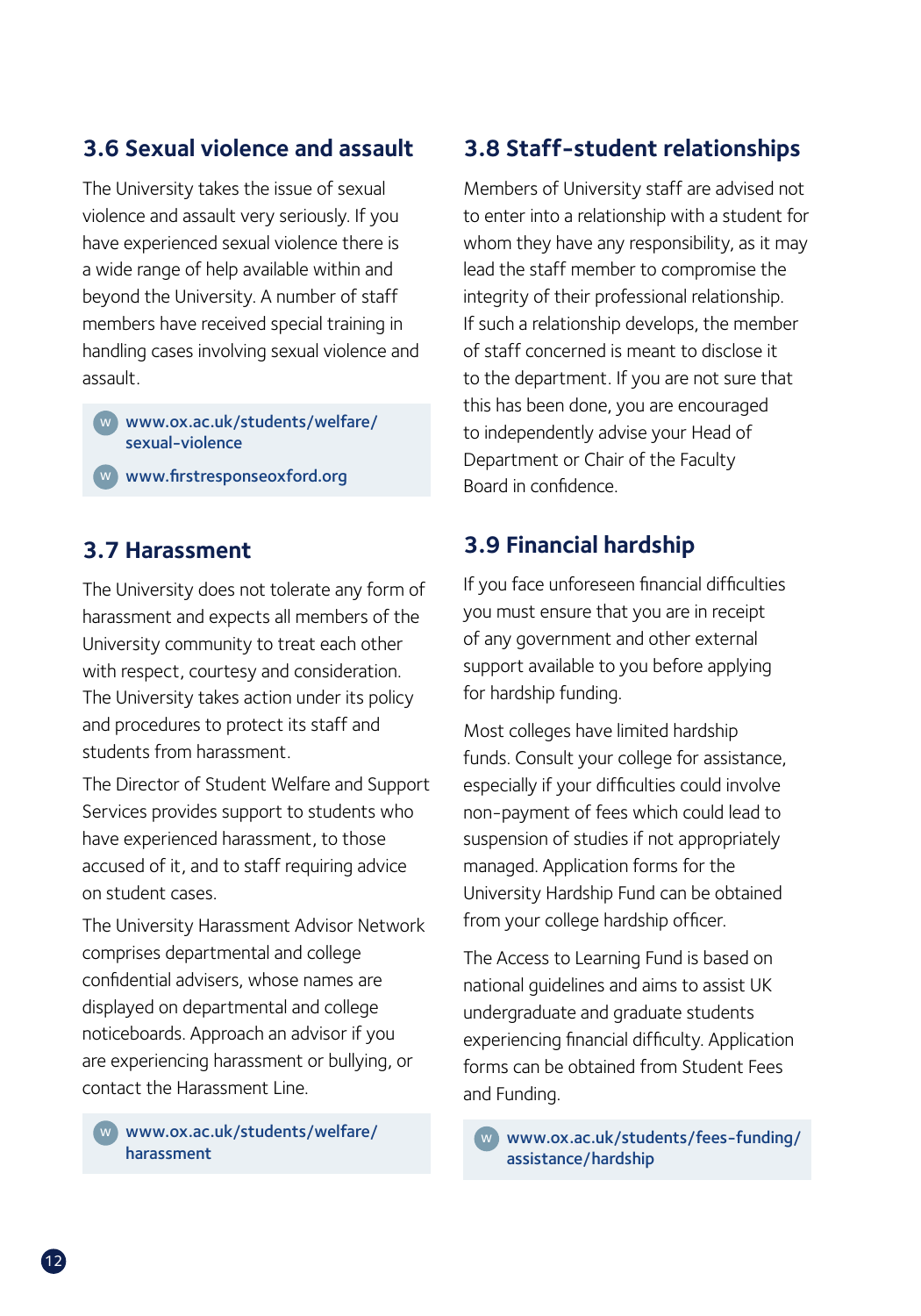## 3.6 Sexual violence and assault

The University takes the issue of sexual violence and assault very seriously. If you have experienced sexual violence there is a wide range of help available within and beyond the University. A number of staff members have received special training in handling cases involving sexual violence and assault.

W www.ox.ac.uk/students/welfare/sexual-violence

W www.firstresponseoxford.org

## 3.7 Harassment

The University does not tolerate any form of harassment and expects all members of the University community to treat each other with respect, courtesy and consideration. The University takes action under its policy and procedures to protect its staff and students from harassment.

The Director of Student Welfare and Support Services provides support to students who have experienced harassment, to those accused of it, and to staff requiring advice on student cases.

The University Harassment Advisor Network comprises departmental and college confidential advisers, whose names are displayed on departmental and college noticeboards. Approach an advisor if you are experiencing harassment or bullying, or contact the Harassment Line.

W www.ox.ac.uk/students/welfare/harassment

## 3.8 Staff-student relationships

Members of University staff are advised not to enter into a relationship with a student for whom they have any responsibility, as it may lead the staff member to compromise the integrity of their professional relationship. If such a relationship develops, the member of staff concerned is meant to disclose it to the department. If you are not sure that this has been done, you are encouraged to independently advise your Head of Department or Chair of the Faculty Board in confidence.

## 3.9 Financial hardship

If you face unforeseen financial difficulties you must ensure that you are in receipt of any government and other external support available to you before applying for hardship funding.

Most colleges have limited hardship funds. Consult your college for assistance, especially if your difficulties could involve non-payment of fees which could lead to suspension of studies if not appropriately managed. Application forms for the University Hardship Fund can be obtained from your college hardship officer.

The Access to Learning Fund is based on national guidelines and aims to assist UK undergraduate and graduate students experiencing financial difficulty. Application forms can be obtained from Student Fees and Funding.

W www.ox.ac.uk/students/fees-funding/assistance/hardship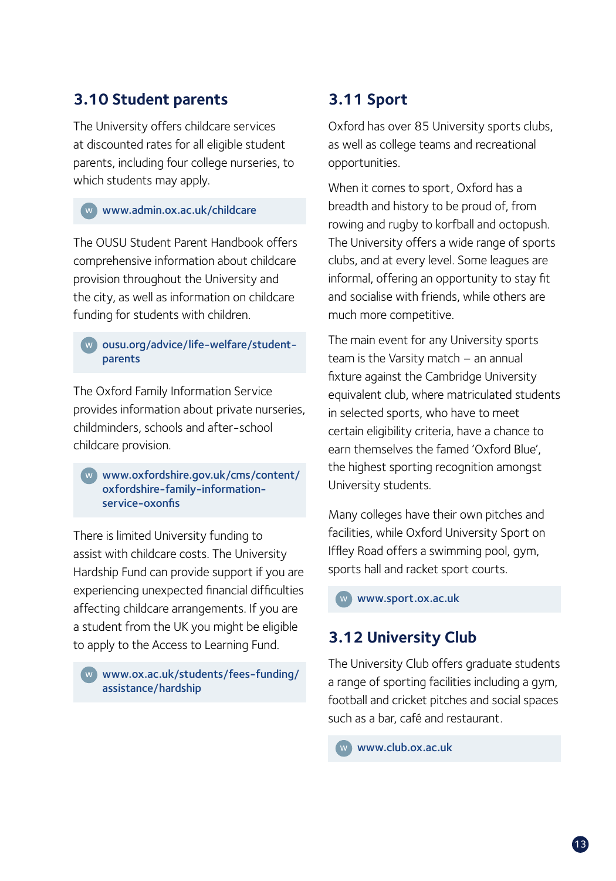## 3.10 Student parents

The University offers childcare services at discounted rates for all eligible student parents, including four college nurseries, to which students may apply.

W www.admin.ox.ac.uk/childcare

The OUSU Student Parent Handbook offers comprehensive information about childcare provision throughout the University and the city, as well as information on childcare funding for students with children.

W ousu.org/advice/life-welfare/student-parents

The Oxford Family Information Service provides information about private nurseries, childminders, schools and after-school childcare provision.

W www.oxfordshire.gov.uk/cms/content/oxfordshire-family-information-service-oxonfis

There is limited University funding to assist with childcare costs. The University Hardship Fund can provide support if you are experiencing unexpected financial difficulties affecting childcare arrangements. If you are a student from the UK you might be eligible to apply to the Access to Learning Fund.

W www.ox.ac.uk/students/fees-funding/assistance/hardship

## 3.11 Sport

Oxford has over 85 University sports clubs, as well as college teams and recreational opportunities.

When it comes to sport, Oxford has a breadth and history to be proud of, from rowing and rugby to korfball and octopush. The University offers a wide range of sports clubs, and at every level. Some leagues are informal, offering an opportunity to stay fit and socialise with friends, while others are much more competitive.

The main event for any University sports team is the Varsity match – an annual fixture against the Cambridge University equivalent club, where matriculated students in selected sports, who have to meet certain eligibility criteria, have a chance to earn themselves the famed 'Oxford Blue', the highest sporting recognition amongst University students.

Many colleges have their own pitches and facilities, while Oxford University Sport on Iffley Road offers a swimming pool, gym, sports hall and racket sport courts.

W www.sport.ox.ac.uk

## 3.12 University Club

The University Club offers graduate students a range of sporting facilities including a gym, football and cricket pitches and social spaces such as a bar, café and restaurant.

W www.club.ox.ac.uk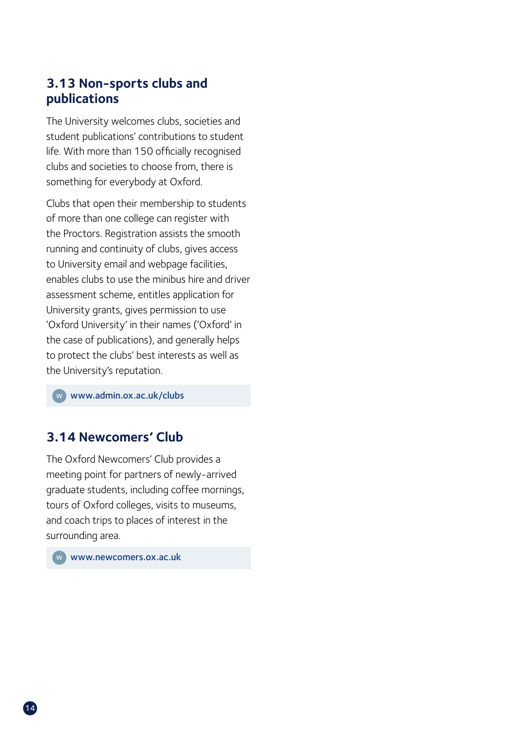## 3.13 Non-sports clubs and publications

The University welcomes clubs, societies and student publications' contributions to student life. With more than 150 officially recognised clubs and societies to choose from, there is something for everybody at Oxford.

Clubs that open their membership to students of more than one college can register with the Proctors. Registration assists the smooth running and continuity of clubs, gives access to University email and webpage facilities, enables clubs to use the minibus hire and driver assessment scheme, entitles application for University grants, gives permission to use 'Oxford University' in their names ('Oxford' in the case of publications), and generally helps to protect the clubs' best interests as well as the University's reputation.

W **www.admin.ox.ac.uk/clubs**

## 3.14 Newcomers' Club

The Oxford Newcomers' Club provides a meeting point for partners of newly-arrived graduate students, including coffee mornings, tours of Oxford colleges, visits to museums, and coach trips to places of interest in the surrounding area.

W **www.newcomers.ox.ac.uk**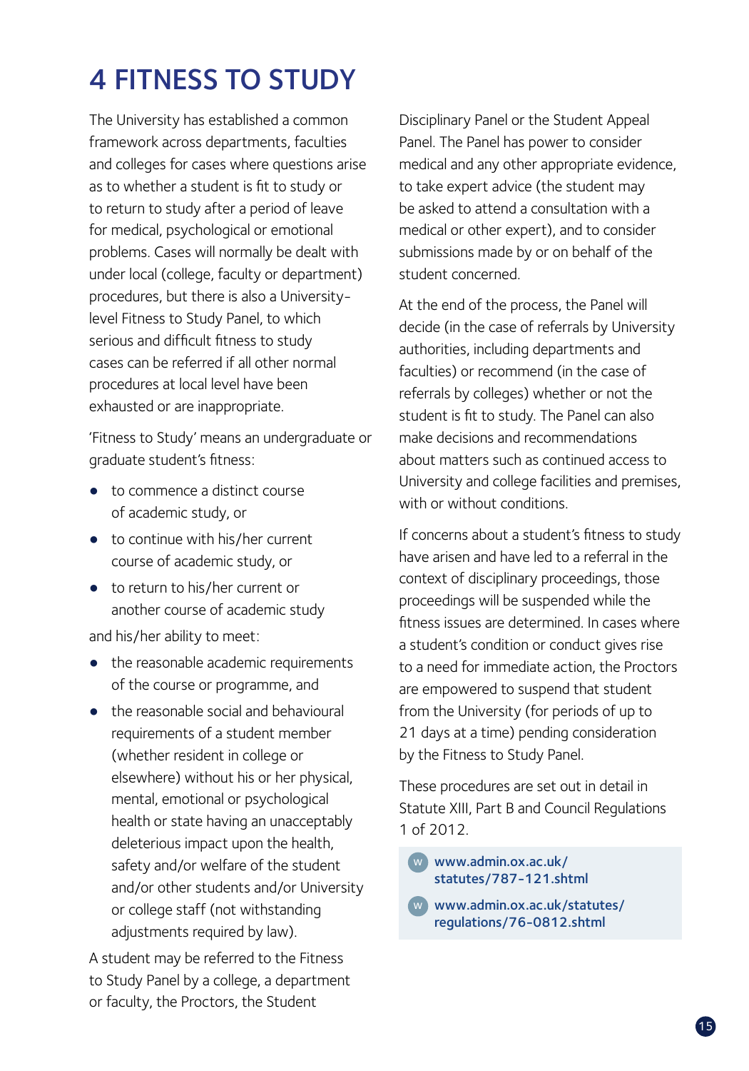# 4 FITNESS TO STUDY

The University has established a common framework across departments, faculties and colleges for cases where questions arise as to whether a student is fit to study or to return to study after a period of leave for medical, psychological or emotional problems. Cases will normally be dealt with under local (college, faculty or department) procedures, but there is also a University-level Fitness to Study Panel, to which serious and difficult fitness to study cases can be referred if all other normal procedures at local level have been exhausted or are inappropriate.

'Fitness to Study' means an undergraduate or graduate student's fitness:

- to commence a distinct course of academic study, or
- to continue with his/her current course of academic study, or
- to return to his/her current or another course of academic study

and his/her ability to meet:

- the reasonable academic requirements of the course or programme, and
- the reasonable social and behavioural requirements of a student member (whether resident in college or elsewhere) without his or her physical, mental, emotional or psychological health or state having an unacceptably deleterious impact upon the health, safety and/or welfare of the student and/or other students and/or University or college staff (not withstanding adjustments required by law).

A student may be referred to the Fitness to Study Panel by a college, a department or faculty, the Proctors, the Student Disciplinary Panel or the Student Appeal Panel. The Panel has power to consider medical and any other appropriate evidence, to take expert advice (the student may be asked to attend a consultation with a medical or other expert), and to consider submissions made by or on behalf of the student concerned.

At the end of the process, the Panel will decide (in the case of referrals by University authorities, including departments and faculties) or recommend (in the case of referrals by colleges) whether or not the student is fit to study. The Panel can also make decisions and recommendations about matters such as continued access to University and college facilities and premises, with or without conditions.

If concerns about a student's fitness to study have arisen and have led to a referral in the context of disciplinary proceedings, those proceedings will be suspended while the fitness issues are determined. In cases where a student's condition or conduct gives rise to a need for immediate action, the Proctors are empowered to suspend that student from the University (for periods of up to 21 days at a time) pending consideration by the Fitness to Study Panel.

These procedures are set out in detail in Statute XIII, Part B and Council Regulations 1 of 2012.

W **www.admin.ox.ac.uk/statutes/787-121.shtml**

W **www.admin.ox.ac.uk/statutes/regulations/76-0812.shtml**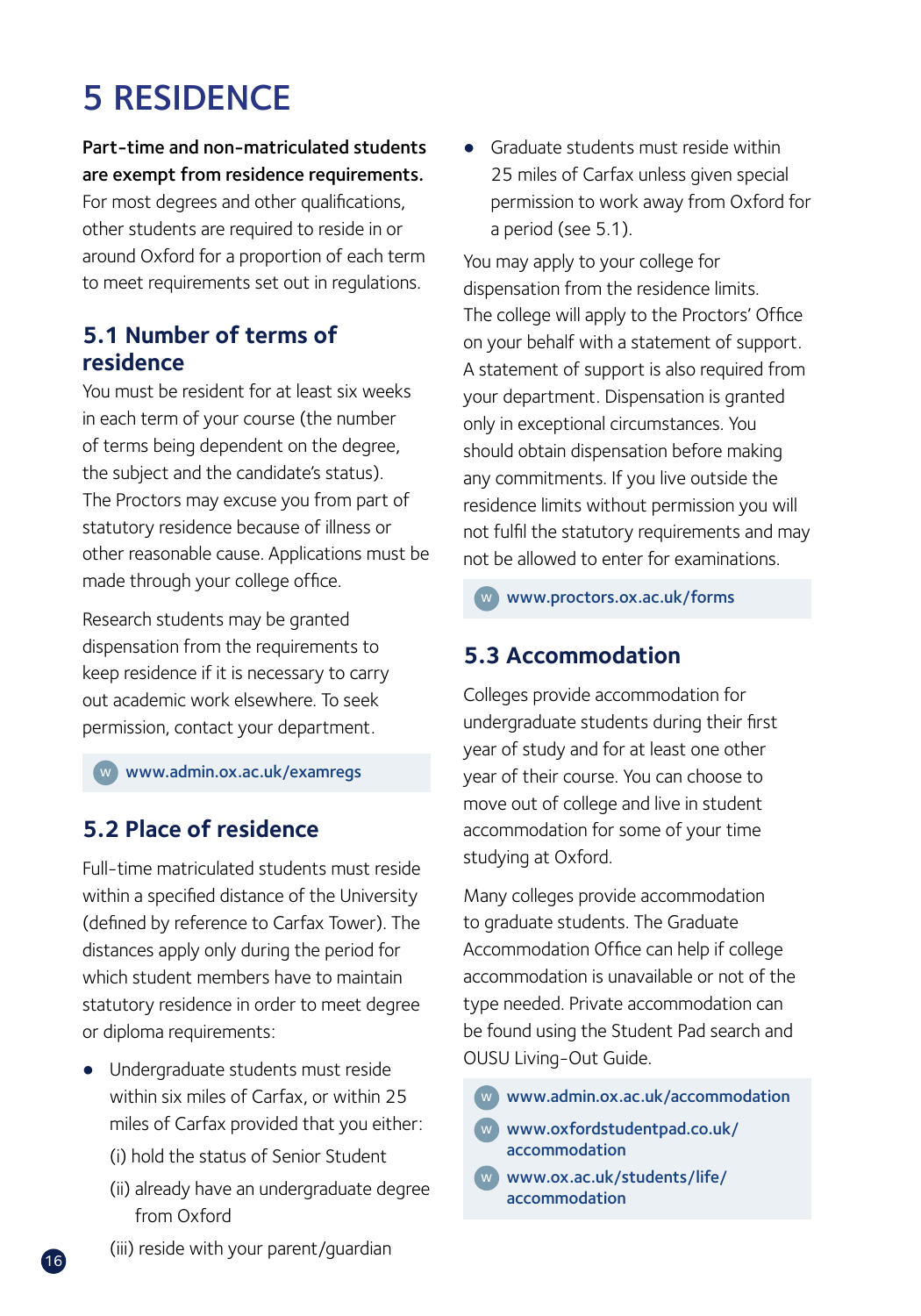# 5 RESIDENCE

**Part-time and non-matriculated students are exempt from residence requirements.** For most degrees and other qualifications, other students are required to reside in or around Oxford for a proportion of each term to meet requirements set out in regulations.

## 5.1 Number of terms of residence

You must be resident for at least six weeks in each term of your course (the number of terms being dependent on the degree, the subject and the candidate's status). The Proctors may excuse you from part of statutory residence because of illness or other reasonable cause. Applications must be made through your college office.

Research students may be granted dispensation from the requirements to keep residence if it is necessary to carry out academic work elsewhere. To seek permission, contact your department.

w www.admin.ox.ac.uk/examregs

## 5.2 Place of residence

Full-time matriculated students must reside within a specified distance of the University (defined by reference to Carfax Tower). The distances apply only during the period for which student members have to maintain statutory residence in order to meet degree or diploma requirements:

- Undergraduate students must reside within six miles of Carfax, or within 25 miles of Carfax provided that you either:
  (i) hold the status of Senior Student
  (ii) already have an undergraduate degree from Oxford
  (iii) reside with your parent/guardian
- Graduate students must reside within 25 miles of Carfax unless given special permission to work away from Oxford for a period (see 5.1).

You may apply to your college for dispensation from the residence limits. The college will apply to the Proctors' Office on your behalf with a statement of support. A statement of support is also required from your department. Dispensation is granted only in exceptional circumstances. You should obtain dispensation before making any commitments. If you live outside the residence limits without permission you will not fulfil the statutory requirements and may not be allowed to enter for examinations.

w www.proctors.ox.ac.uk/forms

## 5.3 Accommodation

Colleges provide accommodation for undergraduate students during their first year of study and for at least one other year of their course. You can choose to move out of college and live in student accommodation for some of your time studying at Oxford.

Many colleges provide accommodation to graduate students. The Graduate Accommodation Office can help if college accommodation is unavailable or not of the type needed. Private accommodation can be found using the Student Pad search and OUSU Living-Out Guide.

w www.admin.ox.ac.uk/accommodation

w www.oxfordstudentpad.co.uk/accommodation

w www.ox.ac.uk/students/life/accommodation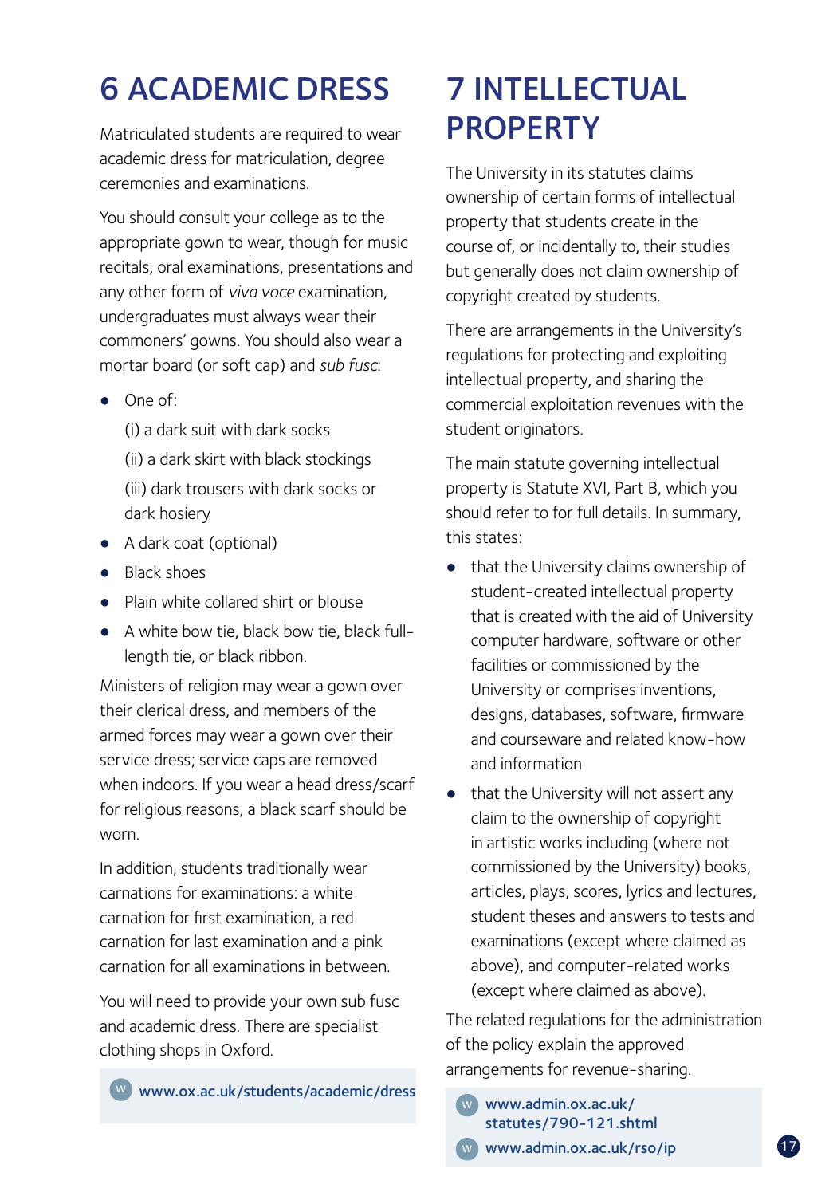# 6 ACADEMIC DRESS

Matriculated students are required to wear academic dress for matriculation, degree ceremonies and examinations.

You should consult your college as to the appropriate gown to wear, though for music recitals, oral examinations, presentations and any other form of *viva voce* examination, undergraduates must always wear their commoners' gowns. You should also wear a mortar board (or soft cap) and *sub fusc*:

- One of:

  (i) a dark suit with dark socks

  (ii) a dark skirt with black stockings

  (iii) dark trousers with dark socks or dark hosiery
- A dark coat (optional)
- Black shoes
- Plain white collared shirt or blouse
- A white bow tie, black bow tie, black full-length tie, or black ribbon.

Ministers of religion may wear a gown over their clerical dress, and members of the armed forces may wear a gown over their service dress; service caps are removed when indoors. If you wear a head dress/scarf for religious reasons, a black scarf should be worn.

In addition, students traditionally wear carnations for examinations: a white carnation for first examination, a red carnation for last examination and a pink carnation for all examinations in between.

You will need to provide your own sub fusc and academic dress. There are specialist clothing shops in Oxford.

W **www.ox.ac.uk/students/academic/dress**

# 7 INTELLECTUAL PROPERTY

The University in its statutes claims ownership of certain forms of intellectual property that students create in the course of, or incidentally to, their studies but generally does not claim ownership of copyright created by students.

There are arrangements in the University's regulations for protecting and exploiting intellectual property, and sharing the commercial exploitation revenues with the student originators.

The main statute governing intellectual property is Statute XVI, Part B, which you should refer to for full details. In summary, this states:

- that the University claims ownership of student-created intellectual property that is created with the aid of University computer hardware, software or other facilities or commissioned by the University or comprises inventions, designs, databases, software, firmware and courseware and related know-how and information
- that the University will not assert any claim to the ownership of copyright in artistic works including (where not commissioned by the University) books, articles, plays, scores, lyrics and lectures, student theses and answers to tests and examinations (except where claimed as above), and computer-related works (except where claimed as above).

The related regulations for the administration of the policy explain the approved arrangements for revenue-sharing.

W **www.admin.ox.ac.uk/statutes/790-121.shtml**

W **www.admin.ox.ac.uk/rso/ip**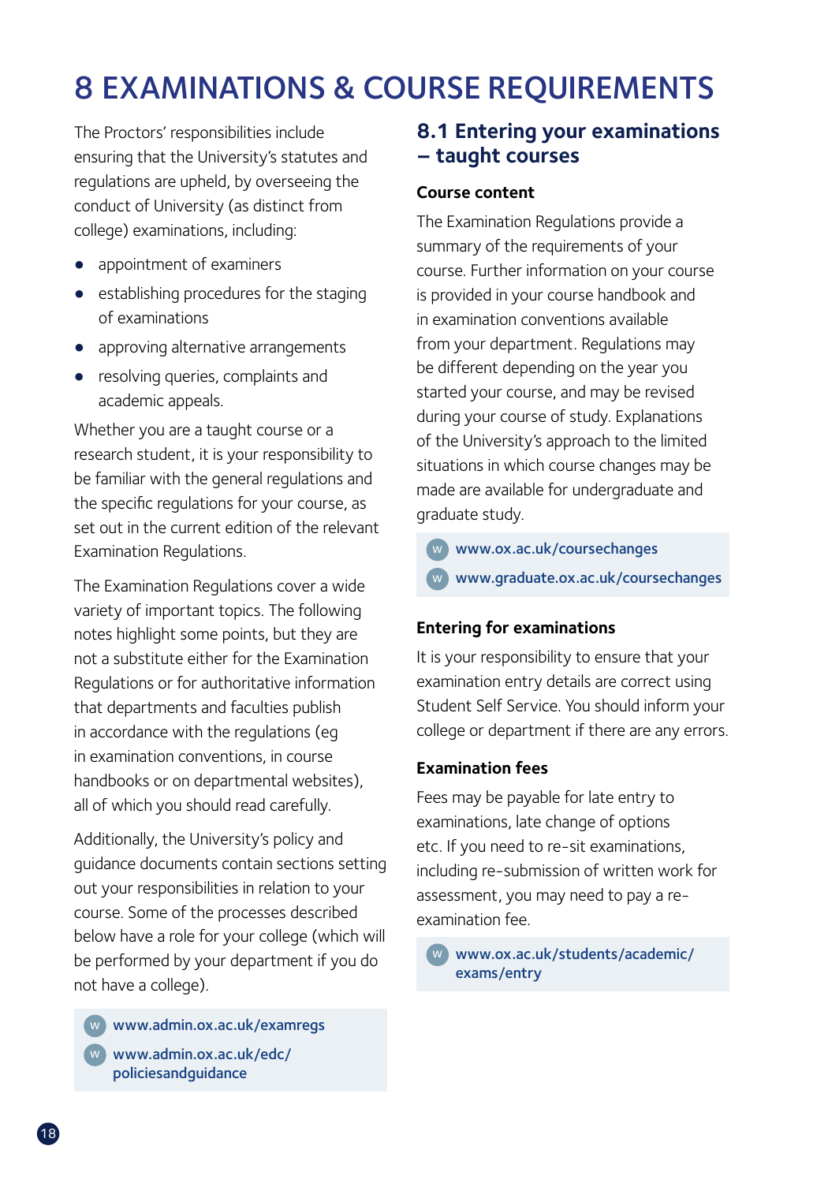# 8 EXAMINATIONS & COURSE REQUIREMENTS

The Proctors' responsibilities include ensuring that the University's statutes and regulations are upheld, by overseeing the conduct of University (as distinct from college) examinations, including:

- appointment of examiners
- establishing procedures for the staging of examinations
- approving alternative arrangements
- resolving queries, complaints and academic appeals.

Whether you are a taught course or a research student, it is your responsibility to be familiar with the general regulations and the specific regulations for your course, as set out in the current edition of the relevant Examination Regulations.

The Examination Regulations cover a wide variety of important topics. The following notes highlight some points, but they are not a substitute either for the Examination Regulations or for authoritative information that departments and faculties publish in accordance with the regulations (eg in examination conventions, in course handbooks or on departmental websites), all of which you should read carefully.

Additionally, the University's policy and guidance documents contain sections setting out your responsibilities in relation to your course. Some of the processes described below have a role for your college (which will be performed by your department if you do not have a college).

W www.admin.ox.ac.uk/examregs

W www.admin.ox.ac.uk/edc/policiesandguidance

## 8.1 Entering your examinations – taught courses

### Course content

The Examination Regulations provide a summary of the requirements of your course. Further information on your course is provided in your course handbook and in examination conventions available from your department. Regulations may be different depending on the year you started your course, and may be revised during your course of study. Explanations of the University's approach to the limited situations in which course changes may be made are available for undergraduate and graduate study.

W www.ox.ac.uk/coursechanges

W www.graduate.ox.ac.uk/coursechanges

### Entering for examinations

It is your responsibility to ensure that your examination entry details are correct using Student Self Service. You should inform your college or department if there are any errors.

### Examination fees

Fees may be payable for late entry to examinations, late change of options etc. If you need to re-sit examinations, including re-submission of written work for assessment, you may need to pay a re-examination fee.

W www.ox.ac.uk/students/academic/exams/entry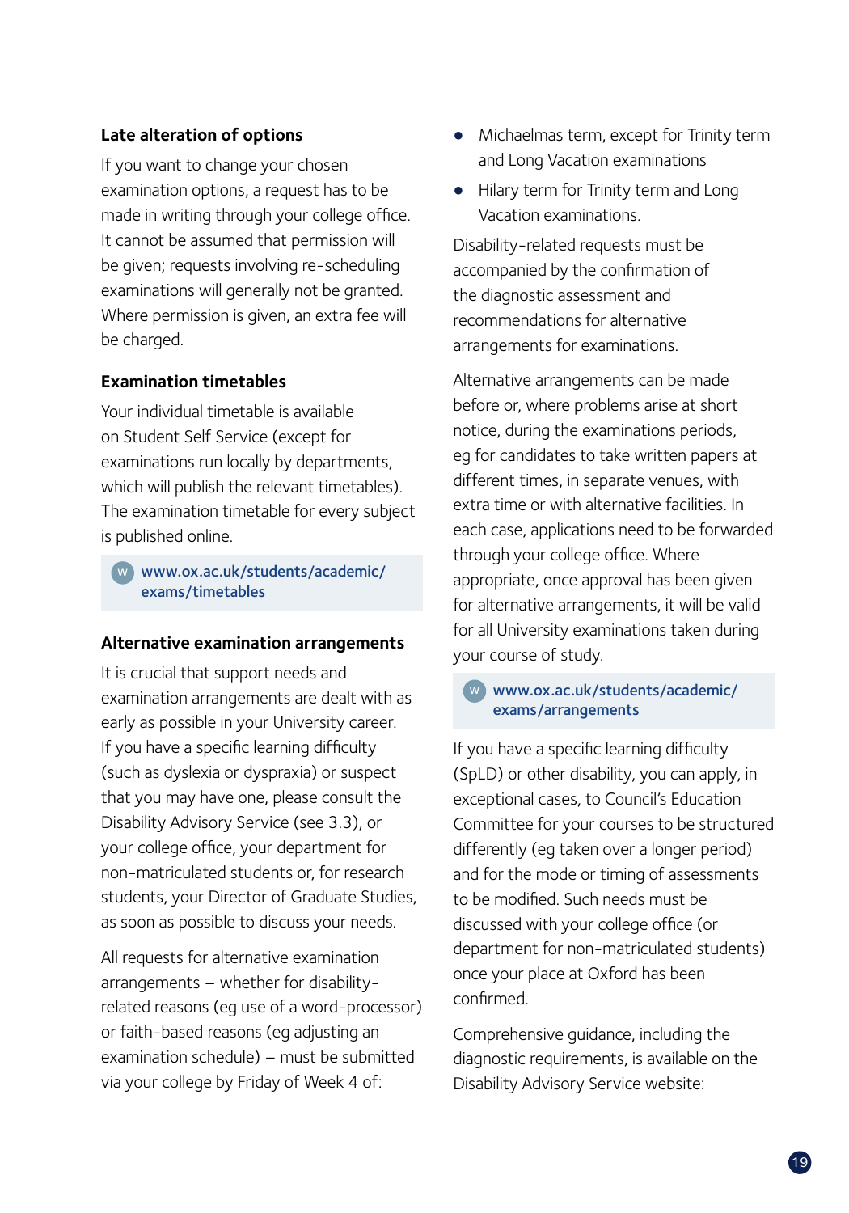### Late alteration of options

If you want to change your chosen examination options, a request has to be made in writing through your college office. It cannot be assumed that permission will be given; requests involving re-scheduling examinations will generally not be granted. Where permission is given, an extra fee will be charged.

### Examination timetables

Your individual timetable is available on Student Self Service (except for examinations run locally by departments, which will publish the relevant timetables). The examination timetable for every subject is published online.

> W **www.ox.ac.uk/students/academic/exams/timetables**

### Alternative examination arrangements

It is crucial that support needs and examination arrangements are dealt with as early as possible in your University career. If you have a specific learning difficulty (such as dyslexia or dyspraxia) or suspect that you may have one, please consult the Disability Advisory Service (see 3.3), or your college office, your department for non-matriculated students or, for research students, your Director of Graduate Studies, as soon as possible to discuss your needs.

All requests for alternative examination arrangements – whether for disability-related reasons (eg use of a word-processor) or faith-based reasons (eg adjusting an examination schedule) – must be submitted via your college by Friday of Week 4 of:

- Michaelmas term, except for Trinity term and Long Vacation examinations
- Hilary term for Trinity term and Long Vacation examinations.

Disability-related requests must be accompanied by the confirmation of the diagnostic assessment and recommendations for alternative arrangements for examinations.

Alternative arrangements can be made before or, where problems arise at short notice, during the examinations periods, eg for candidates to take written papers at different times, in separate venues, with extra time or with alternative facilities. In each case, applications need to be forwarded through your college office. Where appropriate, once approval has been given for alternative arrangements, it will be valid for all University examinations taken during your course of study.

> W **www.ox.ac.uk/students/academic/exams/arrangements**

If you have a specific learning difficulty (SpLD) or other disability, you can apply, in exceptional cases, to Council's Education Committee for your courses to be structured differently (eg taken over a longer period) and for the mode or timing of assessments to be modified. Such needs must be discussed with your college office (or department for non-matriculated students) once your place at Oxford has been confirmed.

Comprehensive guidance, including the diagnostic requirements, is available on the Disability Advisory Service website: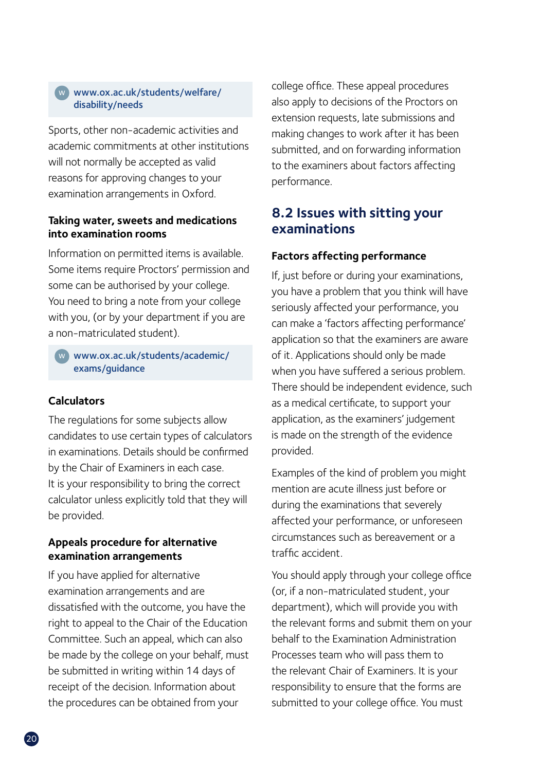W www.ox.ac.uk/students/welfare/disability/needs

Sports, other non-academic activities and academic commitments at other institutions will not normally be accepted as valid reasons for approving changes to your examination arrangements in Oxford.

### Taking water, sweets and medications into examination rooms

Information on permitted items is available. Some items require Proctors' permission and some can be authorised by your college. You need to bring a note from your college with you, (or by your department if you are a non-matriculated student).

W www.ox.ac.uk/students/academic/exams/guidance

### Calculators

The regulations for some subjects allow candidates to use certain types of calculators in examinations. Details should be confirmed by the Chair of Examiners in each case. It is your responsibility to bring the correct calculator unless explicitly told that they will be provided.

### Appeals procedure for alternative examination arrangements

If you have applied for alternative examination arrangements and are dissatisfied with the outcome, you have the right to appeal to the Chair of the Education Committee. Such an appeal, which can also be made by the college on your behalf, must be submitted in writing within 14 days of receipt of the decision. Information about the procedures can be obtained from your college office. These appeal procedures also apply to decisions of the Proctors on extension requests, late submissions and making changes to work after it has been submitted, and on forwarding information to the examiners about factors affecting performance.

## 8.2 Issues with sitting your examinations

### Factors affecting performance

If, just before or during your examinations, you have a problem that you think will have seriously affected your performance, you can make a 'factors affecting performance' application so that the examiners are aware of it. Applications should only be made when you have suffered a serious problem. There should be independent evidence, such as a medical certificate, to support your application, as the examiners' judgement is made on the strength of the evidence provided.

Examples of the kind of problem you might mention are acute illness just before or during the examinations that severely affected your performance, or unforeseen circumstances such as bereavement or a traffic accident.

You should apply through your college office (or, if a non-matriculated student, your department), which will provide you with the relevant forms and submit them on your behalf to the Examination Administration Processes team who will pass them to the relevant Chair of Examiners. It is your responsibility to ensure that the forms are submitted to your college office. You must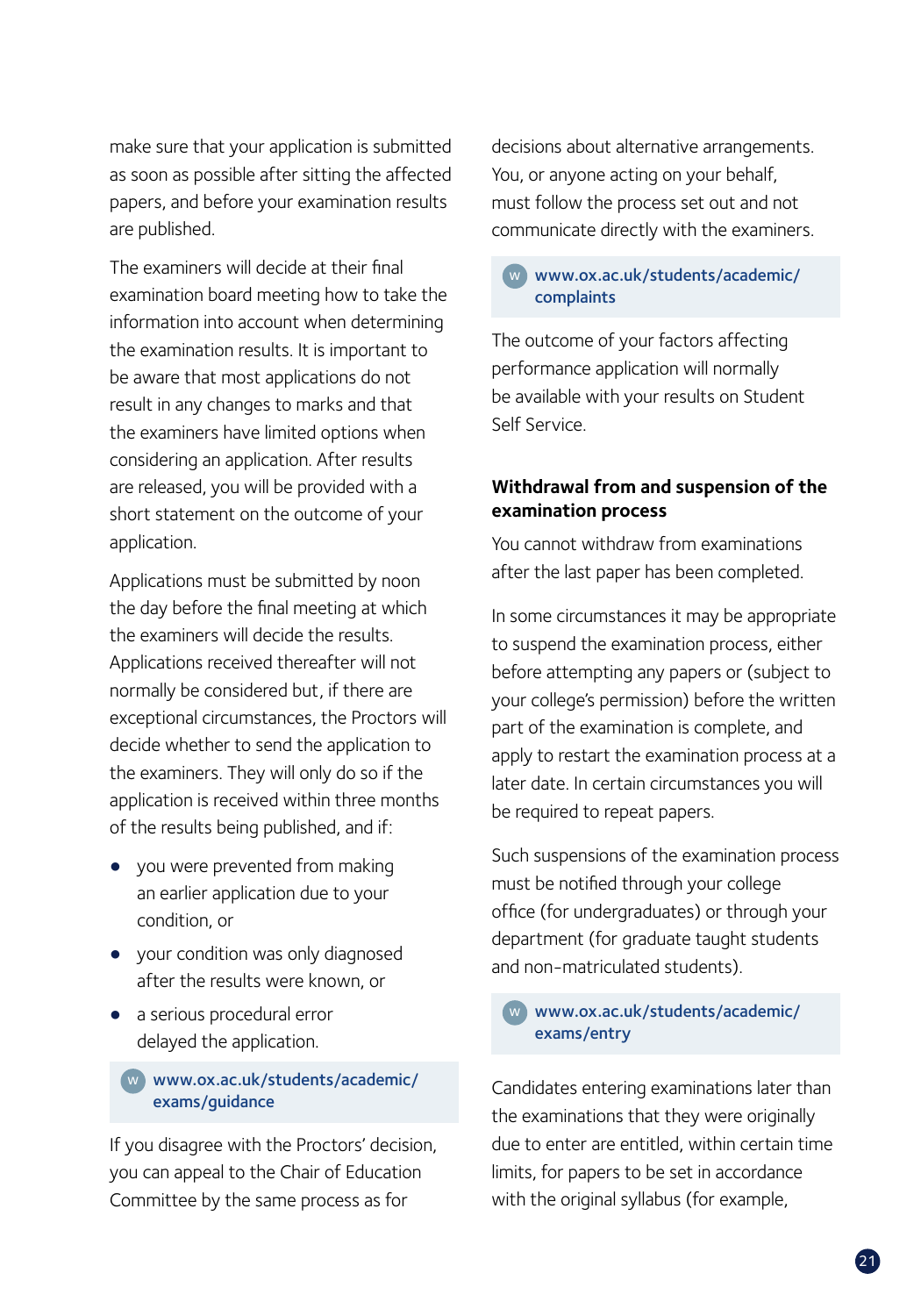make sure that your application is submitted as soon as possible after sitting the affected papers, and before your examination results are published.

The examiners will decide at their final examination board meeting how to take the information into account when determining the examination results. It is important to be aware that most applications do not result in any changes to marks and that the examiners have limited options when considering an application. After results are released, you will be provided with a short statement on the outcome of your application.

Applications must be submitted by noon the day before the final meeting at which the examiners will decide the results. Applications received thereafter will not normally be considered but, if there are exceptional circumstances, the Proctors will decide whether to send the application to the examiners. They will only do so if the application is received within three months of the results being published, and if:

- you were prevented from making an earlier application due to your condition, or
- your condition was only diagnosed after the results were known, or
- a serious procedural error delayed the application.

> W **www.ox.ac.uk/students/academic/exams/guidance**

If you disagree with the Proctors' decision, you can appeal to the Chair of Education Committee by the same process as for decisions about alternative arrangements. You, or anyone acting on your behalf, must follow the process set out and not communicate directly with the examiners.

> W **www.ox.ac.uk/students/academic/complaints**

The outcome of your factors affecting performance application will normally be available with your results on Student Self Service.

## Withdrawal from and suspension of the examination process

You cannot withdraw from examinations after the last paper has been completed.

In some circumstances it may be appropriate to suspend the examination process, either before attempting any papers or (subject to your college's permission) before the written part of the examination is complete, and apply to restart the examination process at a later date. In certain circumstances you will be required to repeat papers.

Such suspensions of the examination process must be notified through your college office (for undergraduates) or through your department (for graduate taught students and non-matriculated students).

> W **www.ox.ac.uk/students/academic/exams/entry**

Candidates entering examinations later than the examinations that they were originally due to enter are entitled, within certain time limits, for papers to be set in accordance with the original syllabus (for example,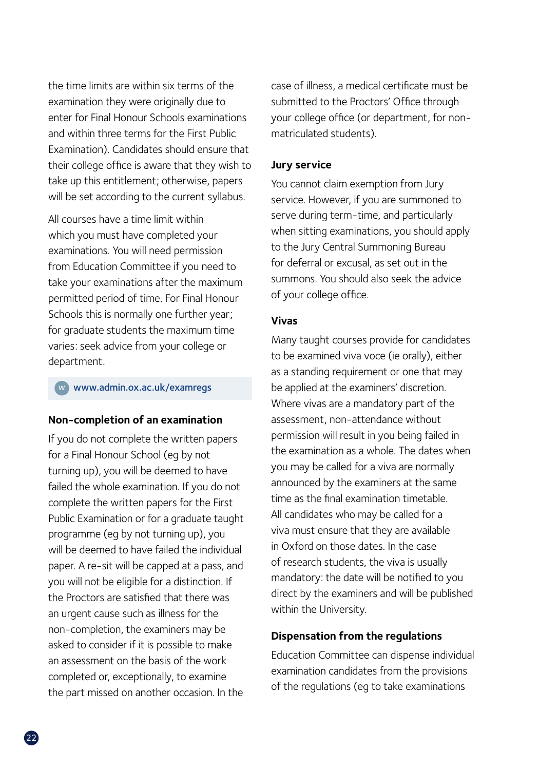the time limits are within six terms of the examination they were originally due to enter for Final Honour Schools examinations and within three terms for the First Public Examination). Candidates should ensure that their college office is aware that they wish to take up this entitlement; otherwise, papers will be set according to the current syllabus.

All courses have a time limit within which you must have completed your examinations. You will need permission from Education Committee if you need to take your examinations after the maximum permitted period of time. For Final Honour Schools this is normally one further year; for graduate students the maximum time varies: seek advice from your college or department.

W www.admin.ox.ac.uk/examregs

### Non-completion of an examination

If you do not complete the written papers for a Final Honour School (eg by not turning up), you will be deemed to have failed the whole examination. If you do not complete the written papers for the First Public Examination or for a graduate taught programme (eg by not turning up), you will be deemed to have failed the individual paper. A re-sit will be capped at a pass, and you will not be eligible for a distinction. If the Proctors are satisfied that there was an urgent cause such as illness for the non-completion, the examiners may be asked to consider if it is possible to make an assessment on the basis of the work completed or, exceptionally, to examine the part missed on another occasion. In the case of illness, a medical certificate must be submitted to the Proctors' Office through your college office (or department, for non-matriculated students).

### Jury service

You cannot claim exemption from Jury service. However, if you are summoned to serve during term-time, and particularly when sitting examinations, you should apply to the Jury Central Summoning Bureau for deferral or excusal, as set out in the summons. You should also seek the advice of your college office.

### Vivas

Many taught courses provide for candidates to be examined viva voce (ie orally), either as a standing requirement or one that may be applied at the examiners' discretion. Where vivas are a mandatory part of the assessment, non-attendance without permission will result in you being failed in the examination as a whole. The dates when you may be called for a viva are normally announced by the examiners at the same time as the final examination timetable. All candidates who may be called for a viva must ensure that they are available in Oxford on those dates. In the case of research students, the viva is usually mandatory: the date will be notified to you direct by the examiners and will be published within the University.

### Dispensation from the regulations

Education Committee can dispense individual examination candidates from the provisions of the regulations (eg to take examinations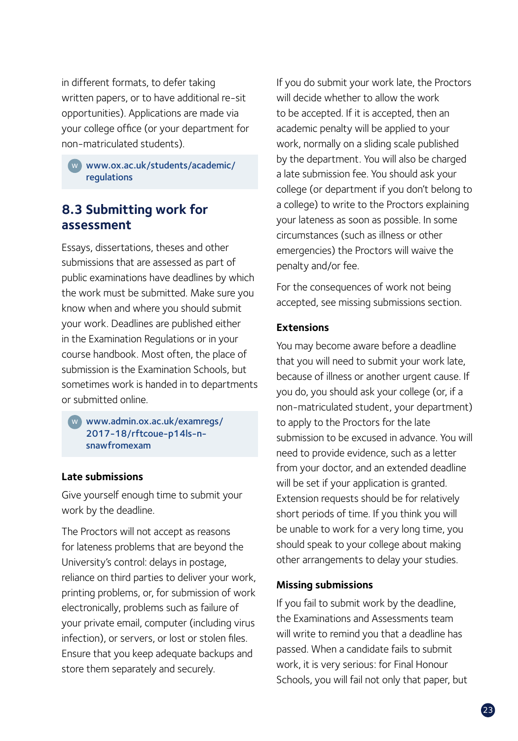in different formats, to defer taking written papers, or to have additional re-sit opportunities). Applications are made via your college office (or your department for non-matriculated students).

W www.ox.ac.uk/students/academic/regulations

## 8.3 Submitting work for assessment

Essays, dissertations, theses and other submissions that are assessed as part of public examinations have deadlines by which the work must be submitted. Make sure you know when and where you should submit your work. Deadlines are published either in the Examination Regulations or in your course handbook. Most often, the place of submission is the Examination Schools, but sometimes work is handed in to departments or submitted online.

W www.admin.ox.ac.uk/examregs/2017-18/rftcoue-p14ls-n-snawfromexam

### Late submissions

Give yourself enough time to submit your work by the deadline.

The Proctors will not accept as reasons for lateness problems that are beyond the University's control: delays in postage, reliance on third parties to deliver your work, printing problems, or, for submission of work electronically, problems such as failure of your private email, computer (including virus infection), or servers, or lost or stolen files. Ensure that you keep adequate backups and store them separately and securely.

If you do submit your work late, the Proctors will decide whether to allow the work to be accepted. If it is accepted, then an academic penalty will be applied to your work, normally on a sliding scale published by the department. You will also be charged a late submission fee. You should ask your college (or department if you don't belong to a college) to write to the Proctors explaining your lateness as soon as possible. In some circumstances (such as illness or other emergencies) the Proctors will waive the penalty and/or fee.

For the consequences of work not being accepted, see missing submissions section.

### Extensions

You may become aware before a deadline that you will need to submit your work late, because of illness or another urgent cause. If you do, you should ask your college (or, if a non-matriculated student, your department) to apply to the Proctors for the late submission to be excused in advance. You will need to provide evidence, such as a letter from your doctor, and an extended deadline will be set if your application is granted. Extension requests should be for relatively short periods of time. If you think you will be unable to work for a very long time, you should speak to your college about making other arrangements to delay your studies.

### Missing submissions

If you fail to submit work by the deadline, the Examinations and Assessments team will write to remind you that a deadline has passed. When a candidate fails to submit work, it is very serious: for Final Honour Schools, you will fail not only that paper, but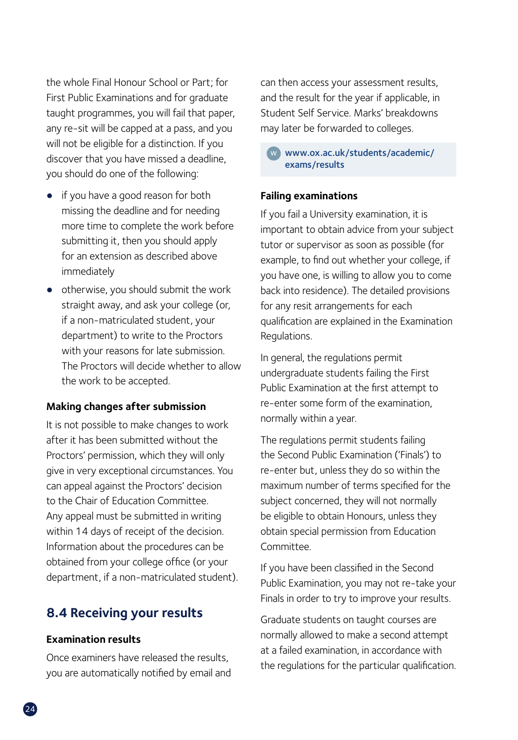the whole Final Honour School or Part; for First Public Examinations and for graduate taught programmes, you will fail that paper, any re-sit will be capped at a pass, and you will not be eligible for a distinction. If you discover that you have missed a deadline, you should do one of the following:

- if you have a good reason for both missing the deadline and for needing more time to complete the work before submitting it, then you should apply for an extension as described above immediately
- otherwise, you should submit the work straight away, and ask your college (or, if a non-matriculated student, your department) to write to the Proctors with your reasons for late submission. The Proctors will decide whether to allow the work to be accepted.

### Making changes after submission

It is not possible to make changes to work after it has been submitted without the Proctors' permission, which they will only give in very exceptional circumstances. You can appeal against the Proctors' decision to the Chair of Education Committee. Any appeal must be submitted in writing within 14 days of receipt of the decision. Information about the procedures can be obtained from your college office (or your department, if a non-matriculated student).

## 8.4 Receiving your results

### Examination results

Once examiners have released the results, you are automatically notified by email and can then access your assessment results, and the result for the year if applicable, in Student Self Service. Marks' breakdowns may later be forwarded to colleges.

W **www.ox.ac.uk/students/academic/exams/results**

### Failing examinations

If you fail a University examination, it is important to obtain advice from your subject tutor or supervisor as soon as possible (for example, to find out whether your college, if you have one, is willing to allow you to come back into residence). The detailed provisions for any resit arrangements for each qualification are explained in the Examination Regulations.

In general, the regulations permit undergraduate students failing the First Public Examination at the first attempt to re-enter some form of the examination, normally within a year.

The regulations permit students failing the Second Public Examination ('Finals') to re-enter but, unless they do so within the maximum number of terms specified for the subject concerned, they will not normally be eligible to obtain Honours, unless they obtain special permission from Education Committee.

If you have been classified in the Second Public Examination, you may not re-take your Finals in order to try to improve your results.

Graduate students on taught courses are normally allowed to make a second attempt at a failed examination, in accordance with the regulations for the particular qualification.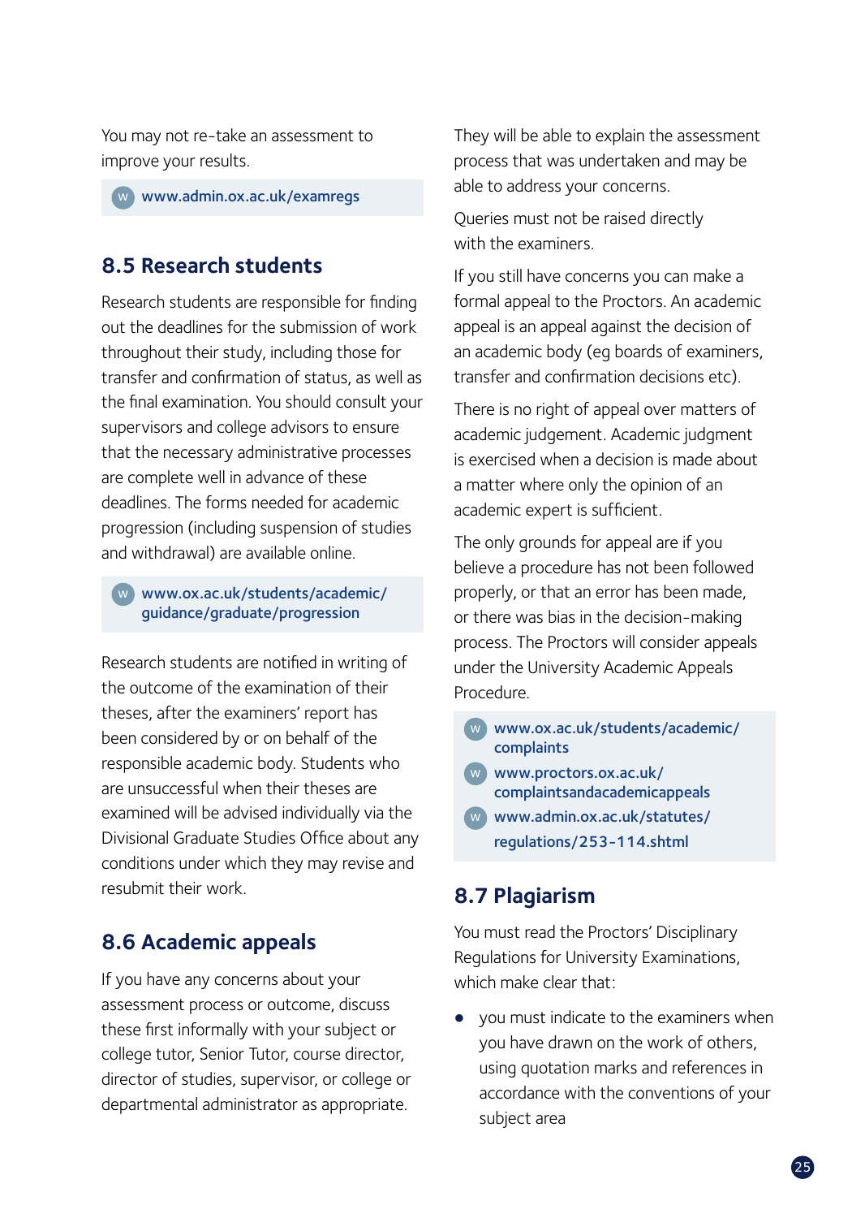You may not re-take an assessment to improve your results.

www.admin.ox.ac.uk/examregs

## 8.5 Research students

Research students are responsible for finding out the deadlines for the submission of work throughout their study, including those for transfer and confirmation of status, as well as the final examination. You should consult your supervisors and college advisors to ensure that the necessary administrative processes are complete well in advance of these deadlines. The forms needed for academic progression (including suspension of studies and withdrawal) are available online.

www.ox.ac.uk/students/academic/guidance/graduate/progression

Research students are notified in writing of the outcome of the examination of their theses, after the examiners' report has been considered by or on behalf of the responsible academic body. Students who are unsuccessful when their theses are examined will be advised individually via the Divisional Graduate Studies Office about any conditions under which they may revise and resubmit their work.

## 8.6 Academic appeals

If you have any concerns about your assessment process or outcome, discuss these first informally with your subject or college tutor, Senior Tutor, course director, director of studies, supervisor, or college or departmental administrator as appropriate. They will be able to explain the assessment process that was undertaken and may be able to address your concerns.

Queries must not be raised directly with the examiners.

If you still have concerns you can make a formal appeal to the Proctors. An academic appeal is an appeal against the decision of an academic body (eg boards of examiners, transfer and confirmation decisions etc).

There is no right of appeal over matters of academic judgement. Academic judgment is exercised when a decision is made about a matter where only the opinion of an academic expert is sufficient.

The only grounds for appeal are if you believe a procedure has not been followed properly, or that an error has been made, or there was bias in the decision-making process. The Proctors will consider appeals under the University Academic Appeals Procedure.

www.ox.ac.uk/students/academic/complaints

www.proctors.ox.ac.uk/complaintsandacademicappeals

www.admin.ox.ac.uk/statutes/regulations/253-114.shtml

## 8.7 Plagiarism

You must read the Proctors' Disciplinary Regulations for University Examinations, which make clear that:

- you must indicate to the examiners when you have drawn on the work of others, using quotation marks and references in accordance with the conventions of your subject area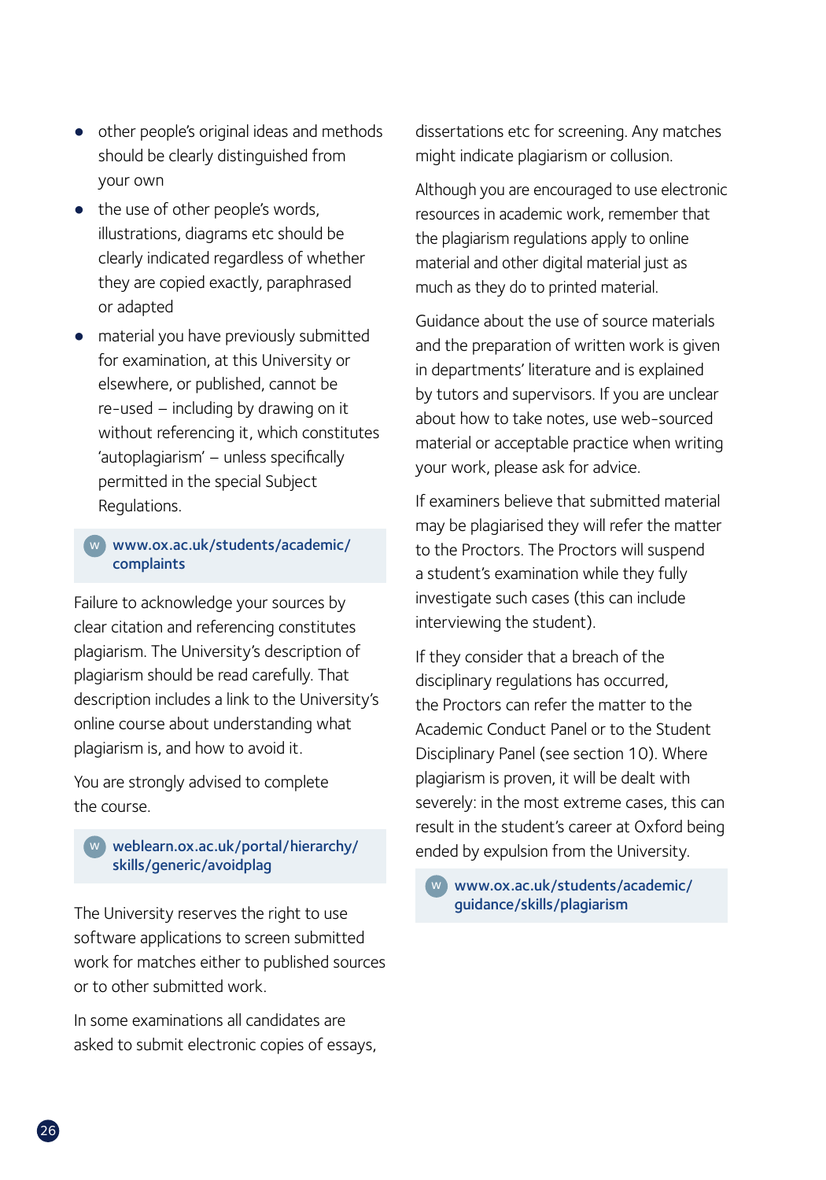- other people's original ideas and methods should be clearly distinguished from your own
- the use of other people's words, illustrations, diagrams etc should be clearly indicated regardless of whether they are copied exactly, paraphrased or adapted
- material you have previously submitted for examination, at this University or elsewhere, or published, cannot be re-used – including by drawing on it without referencing it, which constitutes 'autoplagiarism' – unless specifically permitted in the special Subject Regulations.

W **www.ox.ac.uk/students/academic/complaints**

Failure to acknowledge your sources by clear citation and referencing constitutes plagiarism. The University's description of plagiarism should be read carefully. That description includes a link to the University's online course about understanding what plagiarism is, and how to avoid it.

You are strongly advised to complete the course.

W **weblearn.ox.ac.uk/portal/hierarchy/skills/generic/avoidplag**

The University reserves the right to use software applications to screen submitted work for matches either to published sources or to other submitted work.

In some examinations all candidates are asked to submit electronic copies of essays, dissertations etc for screening. Any matches might indicate plagiarism or collusion.

Although you are encouraged to use electronic resources in academic work, remember that the plagiarism regulations apply to online material and other digital material just as much as they do to printed material.

Guidance about the use of source materials and the preparation of written work is given in departments' literature and is explained by tutors and supervisors. If you are unclear about how to take notes, use web-sourced material or acceptable practice when writing your work, please ask for advice.

If examiners believe that submitted material may be plagiarised they will refer the matter to the Proctors. The Proctors will suspend a student's examination while they fully investigate such cases (this can include interviewing the student).

If they consider that a breach of the disciplinary regulations has occurred, the Proctors can refer the matter to the Academic Conduct Panel or to the Student Disciplinary Panel (see section 10). Where plagiarism is proven, it will be dealt with severely: in the most extreme cases, this can result in the student's career at Oxford being ended by expulsion from the University.

W **www.ox.ac.uk/students/academic/guidance/skills/plagiarism**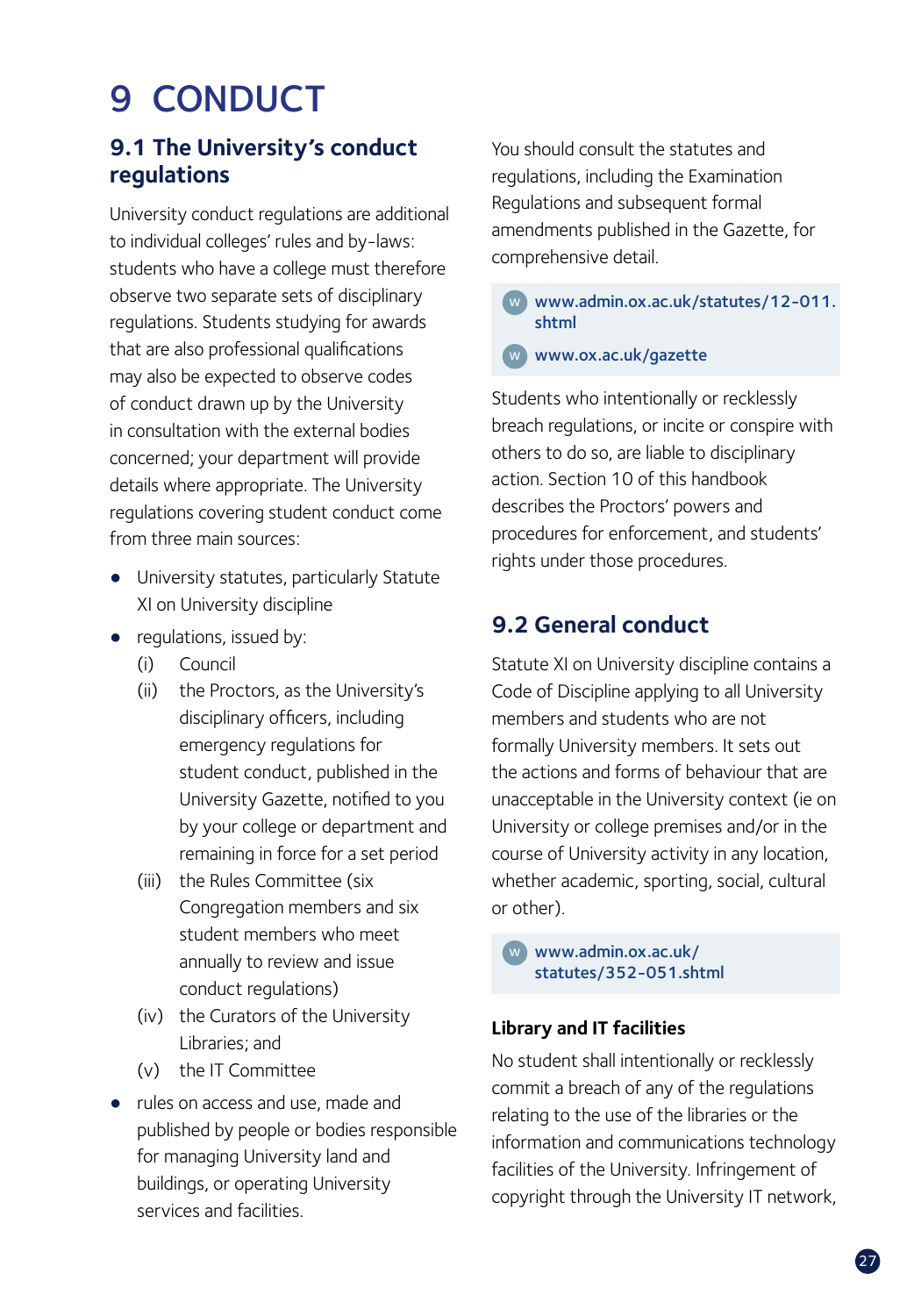# 9 CONDUCT

## 9.1 The University's conduct regulations

University conduct regulations are additional to individual colleges' rules and by-laws: students who have a college must therefore observe two separate sets of disciplinary regulations. Students studying for awards that are also professional qualifications may also be expected to observe codes of conduct drawn up by the University in consultation with the external bodies concerned; your department will provide details where appropriate. The University regulations covering student conduct come from three main sources:

- University statutes, particularly Statute XI on University discipline
- regulations, issued by:
  - (i) Council
  - (ii) the Proctors, as the University's disciplinary officers, including emergency regulations for student conduct, published in the University Gazette, notified to you by your college or department and remaining in force for a set period
  - (iii) the Rules Committee (six Congregation members and six student members who meet annually to review and issue conduct regulations)
  - (iv) the Curators of the University Libraries; and
  - (v) the IT Committee
- rules on access and use, made and published by people or bodies responsible for managing University land and buildings, or operating University services and facilities.

You should consult the statutes and regulations, including the Examination Regulations and subsequent formal amendments published in the Gazette, for comprehensive detail.

W www.admin.ox.ac.uk/statutes/12-011.shtml

W www.ox.ac.uk/gazette

Students who intentionally or recklessly breach regulations, or incite or conspire with others to do so, are liable to disciplinary action. Section 10 of this handbook describes the Proctors' powers and procedures for enforcement, and students' rights under those procedures.

## 9.2 General conduct

Statute XI on University discipline contains a Code of Discipline applying to all University members and students who are not formally University members. It sets out the actions and forms of behaviour that are unacceptable in the University context (ie on University or college premises and/or in the course of University activity in any location, whether academic, sporting, social, cultural or other).

W www.admin.ox.ac.uk/statutes/352-051.shtml

### Library and IT facilities

No student shall intentionally or recklessly commit a breach of any of the regulations relating to the use of the libraries or the information and communications technology facilities of the University. Infringement of copyright through the University IT network,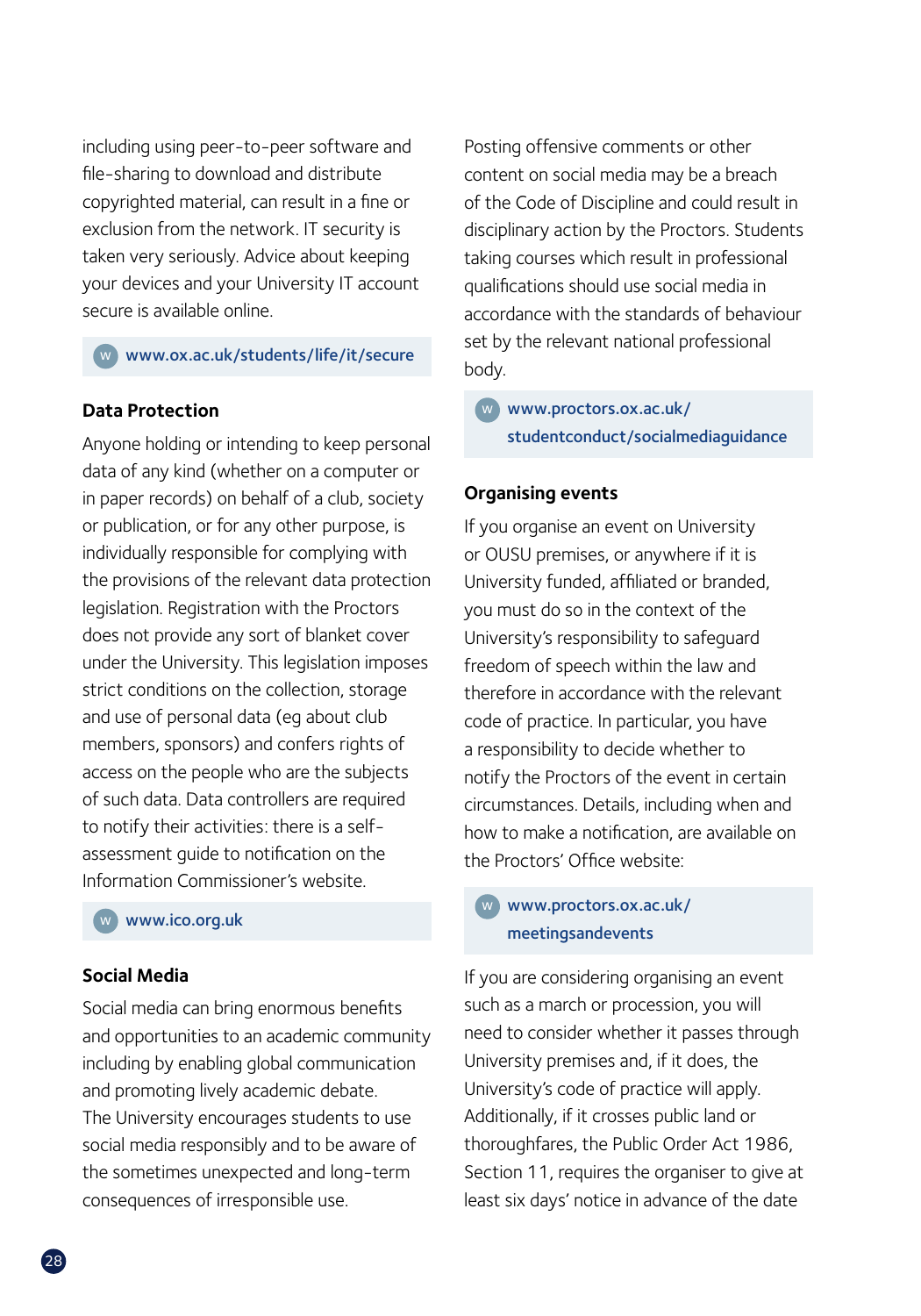including using peer-to-peer software and file-sharing to download and distribute copyrighted material, can result in a fine or exclusion from the network. IT security is taken very seriously. Advice about keeping your devices and your University IT account secure is available online.

W **www.ox.ac.uk/students/life/it/secure**

### Data Protection

Anyone holding or intending to keep personal data of any kind (whether on a computer or in paper records) on behalf of a club, society or publication, or for any other purpose, is individually responsible for complying with the provisions of the relevant data protection legislation. Registration with the Proctors does not provide any sort of blanket cover under the University. This legislation imposes strict conditions on the collection, storage and use of personal data (eg about club members, sponsors) and confers rights of access on the people who are the subjects of such data. Data controllers are required to notify their activities: there is a self-assessment guide to notification on the Information Commissioner's website.

W **www.ico.org.uk**

### Social Media

Social media can bring enormous benefits and opportunities to an academic community including by enabling global communication and promoting lively academic debate. The University encourages students to use social media responsibly and to be aware of the sometimes unexpected and long-term consequences of irresponsible use.

Posting offensive comments or other content on social media may be a breach of the Code of Discipline and could result in disciplinary action by the Proctors. Students taking courses which result in professional qualifications should use social media in accordance with the standards of behaviour set by the relevant national professional body.

W **www.proctors.ox.ac.uk/studentconduct/socialmediaguidance**

### Organising events

If you organise an event on University or OUSU premises, or anywhere if it is University funded, affiliated or branded, you must do so in the context of the University's responsibility to safeguard freedom of speech within the law and therefore in accordance with the relevant code of practice. In particular, you have a responsibility to decide whether to notify the Proctors of the event in certain circumstances. Details, including when and how to make a notification, are available on the Proctors' Office website:

W **www.proctors.ox.ac.uk/meetingsandevents**

If you are considering organising an event such as a march or procession, you will need to consider whether it passes through University premises and, if it does, the University's code of practice will apply. Additionally, if it crosses public land or thoroughfares, the Public Order Act 1986, Section 11, requires the organiser to give at least six days' notice in advance of the date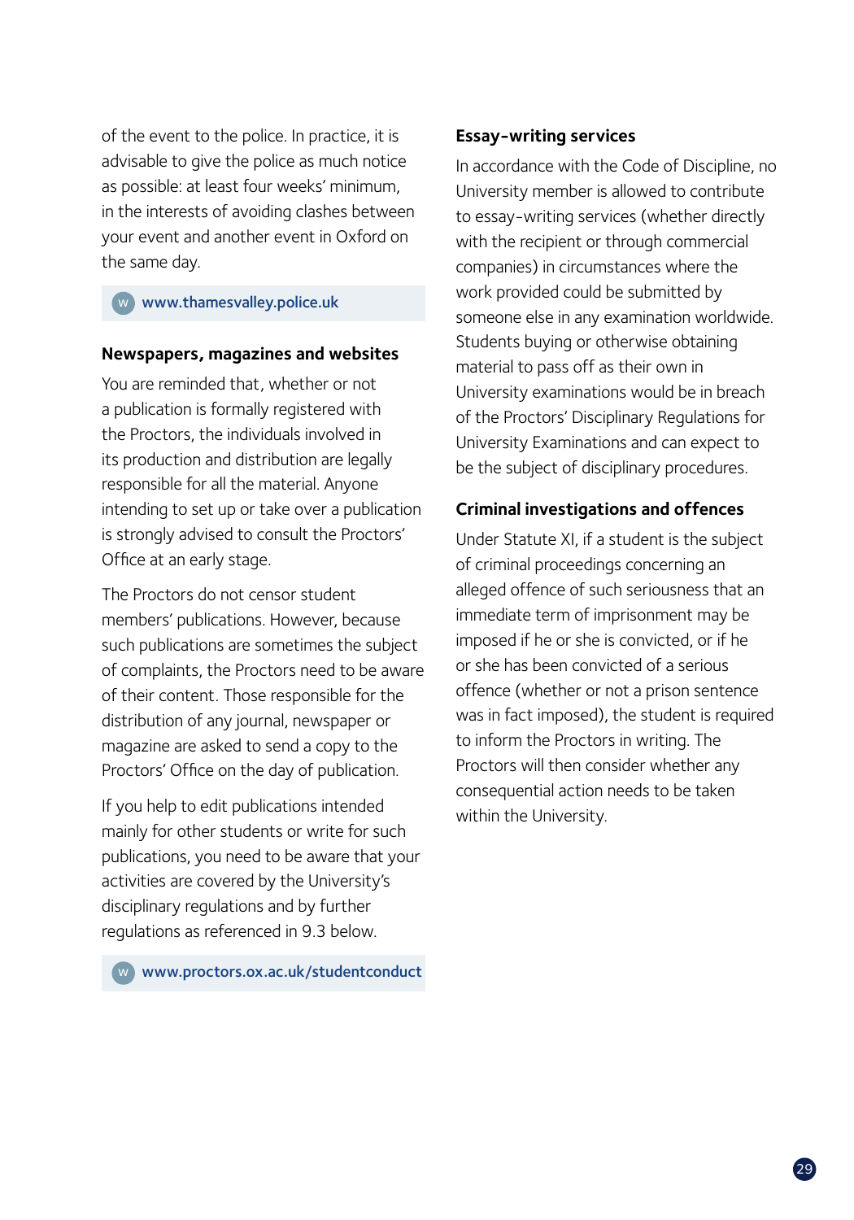of the event to the police. In practice, it is advisable to give the police as much notice as possible: at least four weeks' minimum, in the interests of avoiding clashes between your event and another event in Oxford on the same day.

W www.thamesvalley.police.uk

#### Newspapers, magazines and websites

You are reminded that, whether or not a publication is formally registered with the Proctors, the individuals involved in its production and distribution are legally responsible for all the material. Anyone intending to set up or take over a publication is strongly advised to consult the Proctors' Office at an early stage.

The Proctors do not censor student members' publications. However, because such publications are sometimes the subject of complaints, the Proctors need to be aware of their content. Those responsible for the distribution of any journal, newspaper or magazine are asked to send a copy to the Proctors' Office on the day of publication.

If you help to edit publications intended mainly for other students or write for such publications, you need to be aware that your activities are covered by the University's disciplinary regulations and by further regulations as referenced in 9.3 below.

W www.proctors.ox.ac.uk/studentconduct

#### Essay-writing services

In accordance with the Code of Discipline, no University member is allowed to contribute to essay-writing services (whether directly with the recipient or through commercial companies) in circumstances where the work provided could be submitted by someone else in any examination worldwide. Students buying or otherwise obtaining material to pass off as their own in University examinations would be in breach of the Proctors' Disciplinary Regulations for University Examinations and can expect to be the subject of disciplinary procedures.

#### Criminal investigations and offences

Under Statute XI, if a student is the subject of criminal proceedings concerning an alleged offence of such seriousness that an immediate term of imprisonment may be imposed if he or she is convicted, or if he or she has been convicted of a serious offence (whether or not a prison sentence was in fact imposed), the student is required to inform the Proctors in writing. The Proctors will then consider whether any consequential action needs to be taken within the University.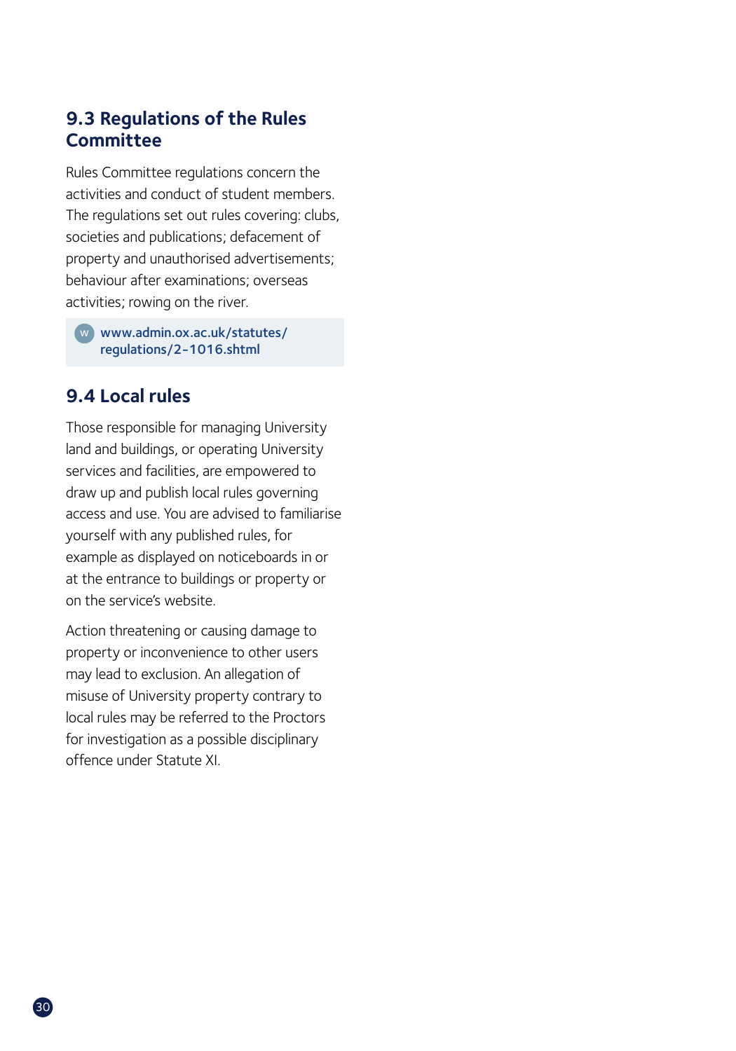## 9.3 Regulations of the Rules Committee

Rules Committee regulations concern the activities and conduct of student members. The regulations set out rules covering: clubs, societies and publications; defacement of property and unauthorised advertisements; behaviour after examinations; overseas activities; rowing on the river.

W **www.admin.ox.ac.uk/statutes/regulations/2-1016.shtml**

## 9.4 Local rules

Those responsible for managing University land and buildings, or operating University services and facilities, are empowered to draw up and publish local rules governing access and use. You are advised to familiarise yourself with any published rules, for example as displayed on noticeboards in or at the entrance to buildings or property or on the service's website.

Action threatening or causing damage to property or inconvenience to other users may lead to exclusion. An allegation of misuse of University property contrary to local rules may be referred to the Proctors for investigation as a possible disciplinary offence under Statute XI.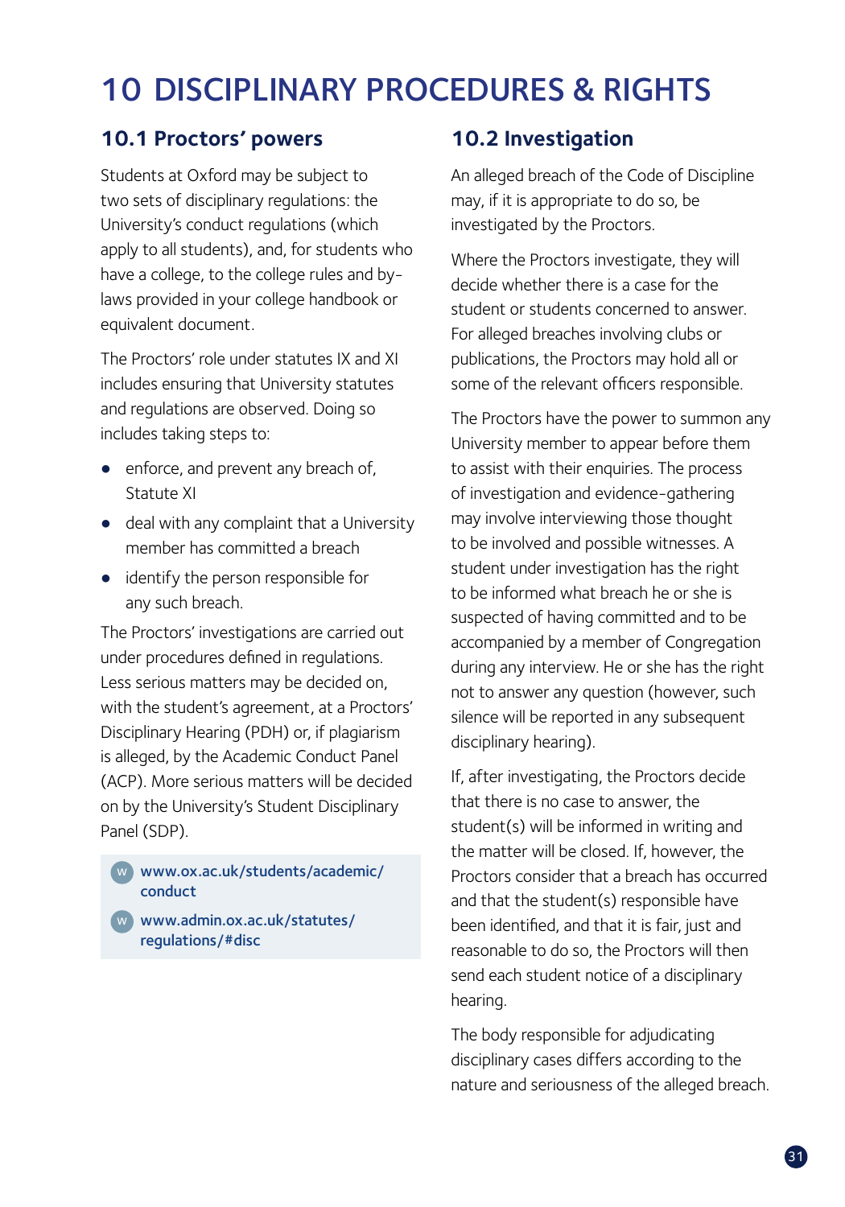# 10 DISCIPLINARY PROCEDURES & RIGHTS

## 10.1 Proctors' powers

Students at Oxford may be subject to two sets of disciplinary regulations: the University's conduct regulations (which apply to all students), and, for students who have a college, to the college rules and by-laws provided in your college handbook or equivalent document.

The Proctors' role under statutes IX and XI includes ensuring that University statutes and regulations are observed. Doing so includes taking steps to:

- enforce, and prevent any breach of, Statute XI
- deal with any complaint that a University member has committed a breach
- identify the person responsible for any such breach.

The Proctors' investigations are carried out under procedures defined in regulations. Less serious matters may be decided on, with the student's agreement, at a Proctors' Disciplinary Hearing (PDH) or, if plagiarism is alleged, by the Academic Conduct Panel (ACP). More serious matters will be decided on by the University's Student Disciplinary Panel (SDP).

W **www.ox.ac.uk/students/academic/conduct**

W **www.admin.ox.ac.uk/statutes/regulations/#disc**

## 10.2 Investigation

An alleged breach of the Code of Discipline may, if it is appropriate to do so, be investigated by the Proctors.

Where the Proctors investigate, they will decide whether there is a case for the student or students concerned to answer. For alleged breaches involving clubs or publications, the Proctors may hold all or some of the relevant officers responsible.

The Proctors have the power to summon any University member to appear before them to assist with their enquiries. The process of investigation and evidence-gathering may involve interviewing those thought to be involved and possible witnesses. A student under investigation has the right to be informed what breach he or she is suspected of having committed and to be accompanied by a member of Congregation during any interview. He or she has the right not to answer any question (however, such silence will be reported in any subsequent disciplinary hearing).

If, after investigating, the Proctors decide that there is no case to answer, the student(s) will be informed in writing and the matter will be closed. If, however, the Proctors consider that a breach has occurred and that the student(s) responsible have been identified, and that it is fair, just and reasonable to do so, the Proctors will then send each student notice of a disciplinary hearing.

The body responsible for adjudicating disciplinary cases differs according to the nature and seriousness of the alleged breach.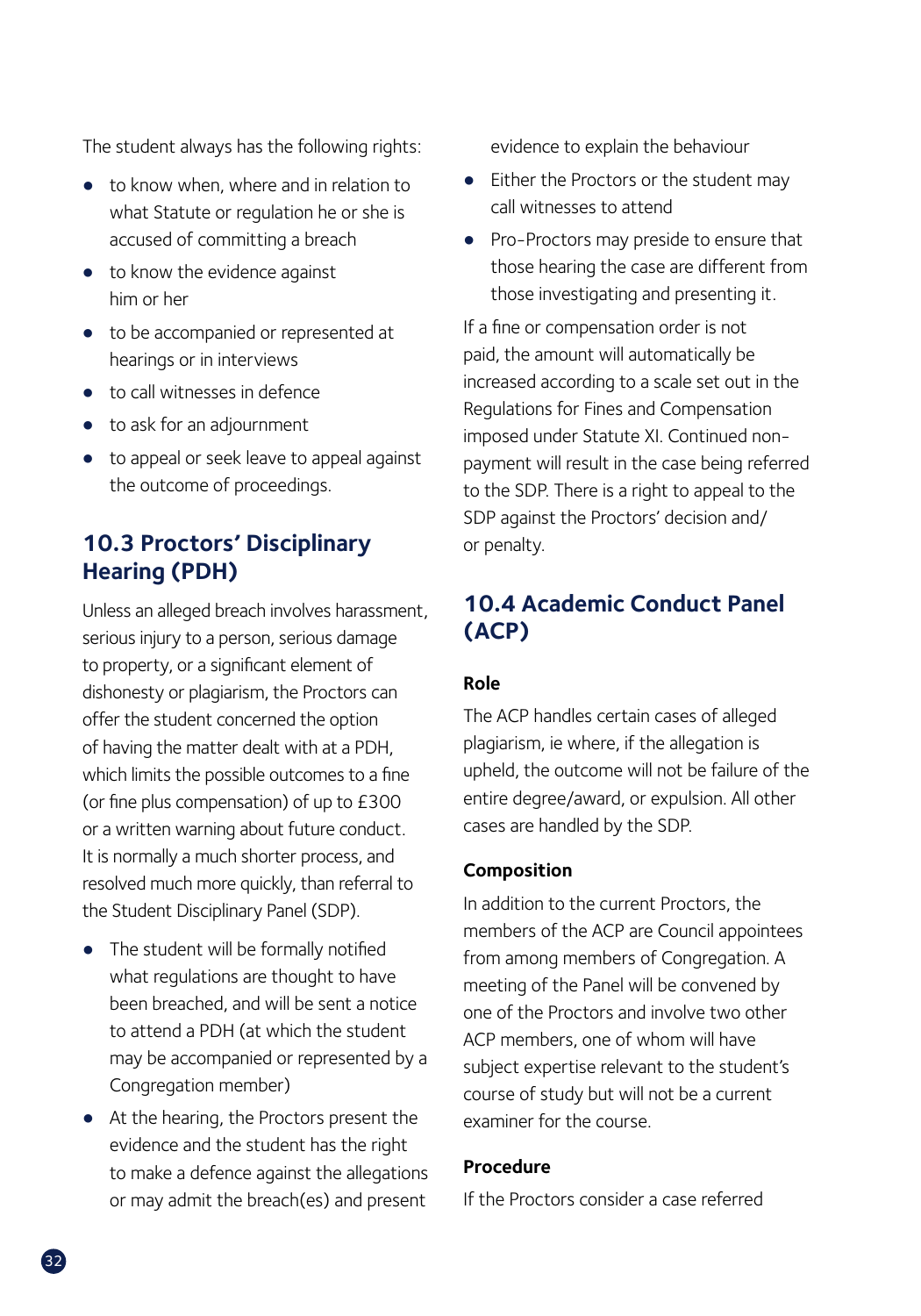The student always has the following rights:

- to know when, where and in relation to what Statute or regulation he or she is accused of committing a breach
- to know the evidence against him or her
- to be accompanied or represented at hearings or in interviews
- to call witnesses in defence
- to ask for an adjournment
- to appeal or seek leave to appeal against the outcome of proceedings.

## 10.3 Proctors' Disciplinary Hearing (PDH)

Unless an alleged breach involves harassment, serious injury to a person, serious damage to property, or a significant element of dishonesty or plagiarism, the Proctors can offer the student concerned the option of having the matter dealt with at a PDH, which limits the possible outcomes to a fine (or fine plus compensation) of up to £300 or a written warning about future conduct. It is normally a much shorter process, and resolved much more quickly, than referral to the Student Disciplinary Panel (SDP).

- The student will be formally notified what regulations are thought to have been breached, and will be sent a notice to attend a PDH (at which the student may be accompanied or represented by a Congregation member)
- At the hearing, the Proctors present the evidence and the student has the right to make a defence against the allegations or may admit the breach(es) and present evidence to explain the behaviour
- Either the Proctors or the student may call witnesses to attend
- Pro-Proctors may preside to ensure that those hearing the case are different from those investigating and presenting it.

If a fine or compensation order is not paid, the amount will automatically be increased according to a scale set out in the Regulations for Fines and Compensation imposed under Statute XI. Continued non-payment will result in the case being referred to the SDP. There is a right to appeal to the SDP against the Proctors' decision and/or penalty.

## 10.4 Academic Conduct Panel (ACP)

### Role

The ACP handles certain cases of alleged plagiarism, ie where, if the allegation is upheld, the outcome will not be failure of the entire degree/award, or expulsion. All other cases are handled by the SDP.

### Composition

In addition to the current Proctors, the members of the ACP are Council appointees from among members of Congregation. A meeting of the Panel will be convened by one of the Proctors and involve two other ACP members, one of whom will have subject expertise relevant to the student's course of study but will not be a current examiner for the course.

### Procedure

If the Proctors consider a case referred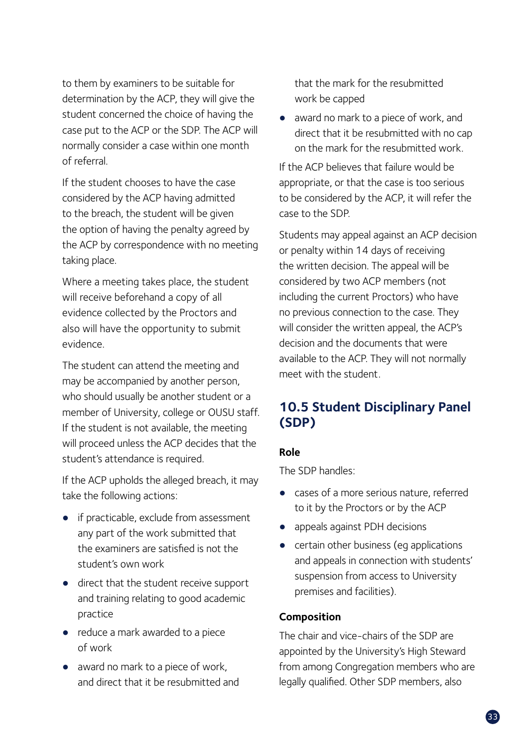to them by examiners to be suitable for determination by the ACP, they will give the student concerned the choice of having the case put to the ACP or the SDP. The ACP will normally consider a case within one month of referral.

If the student chooses to have the case considered by the ACP having admitted to the breach, the student will be given the option of having the penalty agreed by the ACP by correspondence with no meeting taking place.

Where a meeting takes place, the student will receive beforehand a copy of all evidence collected by the Proctors and also will have the opportunity to submit evidence.

The student can attend the meeting and may be accompanied by another person, who should usually be another student or a member of University, college or OUSU staff. If the student is not available, the meeting will proceed unless the ACP decides that the student's attendance is required.

If the ACP upholds the alleged breach, it may take the following actions:

- if practicable, exclude from assessment any part of the work submitted that the examiners are satisfied is not the student's own work
- direct that the student receive support and training relating to good academic practice
- reduce a mark awarded to a piece of work
- award no mark to a piece of work, and direct that it be resubmitted and that the mark for the resubmitted work be capped
- award no mark to a piece of work, and direct that it be resubmitted with no cap on the mark for the resubmitted work.

If the ACP believes that failure would be appropriate, or that the case is too serious to be considered by the ACP, it will refer the case to the SDP.

Students may appeal against an ACP decision or penalty within 14 days of receiving the written decision. The appeal will be considered by two ACP members (not including the current Proctors) who have no previous connection to the case. They will consider the written appeal, the ACP's decision and the documents that were available to the ACP. They will not normally meet with the student.

## 10.5 Student Disciplinary Panel (SDP)

**Role**

The SDP handles:

- cases of a more serious nature, referred to it by the Proctors or by the ACP
- appeals against PDH decisions
- certain other business (eg applications and appeals in connection with students' suspension from access to University premises and facilities).

**Composition**

The chair and vice-chairs of the SDP are appointed by the University's High Steward from among Congregation members who are legally qualified. Other SDP members, also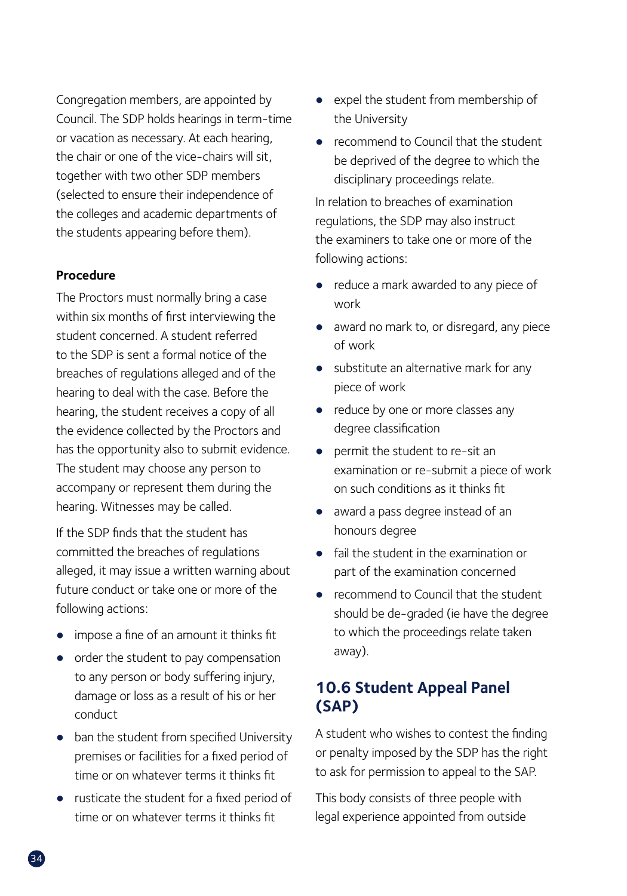Congregation members, are appointed by Council. The SDP holds hearings in term-time or vacation as necessary. At each hearing, the chair or one of the vice-chairs will sit, together with two other SDP members (selected to ensure their independence of the colleges and academic departments of the students appearing before them).

**Procedure**

The Proctors must normally bring a case within six months of first interviewing the student concerned. A student referred to the SDP is sent a formal notice of the breaches of regulations alleged and of the hearing to deal with the case. Before the hearing, the student receives a copy of all the evidence collected by the Proctors and has the opportunity also to submit evidence. The student may choose any person to accompany or represent them during the hearing. Witnesses may be called.

If the SDP finds that the student has committed the breaches of regulations alleged, it may issue a written warning about future conduct or take one or more of the following actions:

- impose a fine of an amount it thinks fit
- order the student to pay compensation to any person or body suffering injury, damage or loss as a result of his or her conduct
- ban the student from specified University premises or facilities for a fixed period of time or on whatever terms it thinks fit
- rusticate the student for a fixed period of time or on whatever terms it thinks fit
- expel the student from membership of the University
- recommend to Council that the student be deprived of the degree to which the disciplinary proceedings relate.

In relation to breaches of examination regulations, the SDP may also instruct the examiners to take one or more of the following actions:

- reduce a mark awarded to any piece of work
- award no mark to, or disregard, any piece of work
- substitute an alternative mark for any piece of work
- reduce by one or more classes any degree classification
- permit the student to re-sit an examination or re-submit a piece of work on such conditions as it thinks fit
- award a pass degree instead of an honours degree
- fail the student in the examination or part of the examination concerned
- recommend to Council that the student should be de-graded (ie have the degree to which the proceedings relate taken away).

## 10.6 Student Appeal Panel (SAP)

A student who wishes to contest the finding or penalty imposed by the SDP has the right to ask for permission to appeal to the SAP.

This body consists of three people with legal experience appointed from outside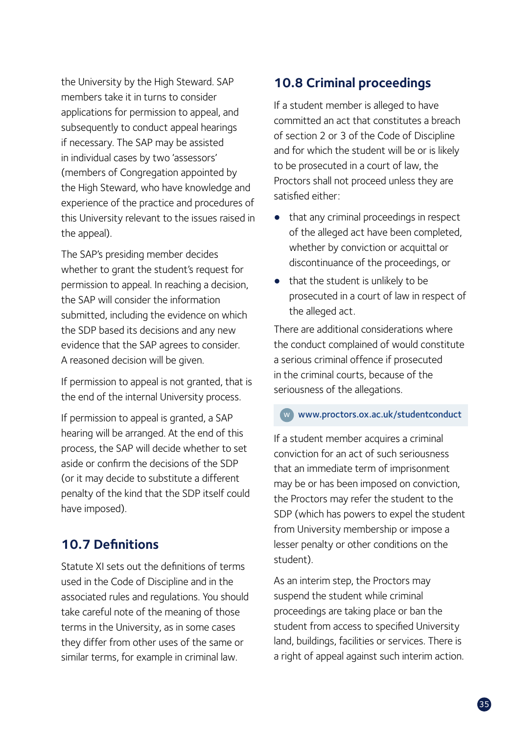the University by the High Steward. SAP members take it in turns to consider applications for permission to appeal, and subsequently to conduct appeal hearings if necessary. The SAP may be assisted in individual cases by two 'assessors' (members of Congregation appointed by the High Steward, who have knowledge and experience of the practice and procedures of this University relevant to the issues raised in the appeal).

The SAP's presiding member decides whether to grant the student's request for permission to appeal. In reaching a decision, the SAP will consider the information submitted, including the evidence on which the SDP based its decisions and any new evidence that the SAP agrees to consider. A reasoned decision will be given.

If permission to appeal is not granted, that is the end of the internal University process.

If permission to appeal is granted, a SAP hearing will be arranged. At the end of this process, the SAP will decide whether to set aside or confirm the decisions of the SDP (or it may decide to substitute a different penalty of the kind that the SDP itself could have imposed).

## 10.7 Definitions

Statute XI sets out the definitions of terms used in the Code of Discipline and in the associated rules and regulations. You should take careful note of the meaning of those terms in the University, as in some cases they differ from other uses of the same or similar terms, for example in criminal law.

## 10.8 Criminal proceedings

If a student member is alleged to have committed an act that constitutes a breach of section 2 or 3 of the Code of Discipline and for which the student will be or is likely to be prosecuted in a court of law, the Proctors shall not proceed unless they are satisfied either:

- that any criminal proceedings in respect of the alleged act have been completed, whether by conviction or acquittal or discontinuance of the proceedings, or
- that the student is unlikely to be prosecuted in a court of law in respect of the alleged act.

There are additional considerations where the conduct complained of would constitute a serious criminal offence if prosecuted in the criminal courts, because of the seriousness of the allegations.

W www.proctors.ox.ac.uk/studentconduct

If a student member acquires a criminal conviction for an act of such seriousness that an immediate term of imprisonment may be or has been imposed on conviction, the Proctors may refer the student to the SDP (which has powers to expel the student from University membership or impose a lesser penalty or other conditions on the student).

As an interim step, the Proctors may suspend the student while criminal proceedings are taking place or ban the student from access to specified University land, buildings, facilities or services. There is a right of appeal against such interim action.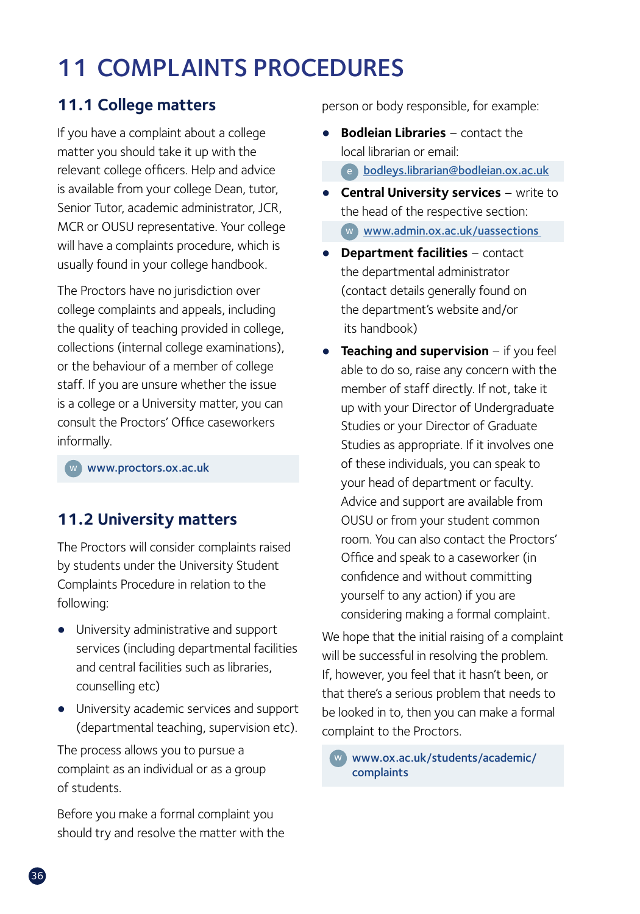# 11 COMPLAINTS PROCEDURES

## 11.1 College matters

If you have a complaint about a college matter you should take it up with the relevant college officers. Help and advice is available from your college Dean, tutor, Senior Tutor, academic administrator, JCR, MCR or OUSU representative. Your college will have a complaints procedure, which is usually found in your college handbook.

The Proctors have no jurisdiction over college complaints and appeals, including the quality of teaching provided in college, collections (internal college examinations), or the behaviour of a member of college staff. If you are unsure whether the issue is a college or a University matter, you can consult the Proctors' Office caseworkers informally.

w www.proctors.ox.ac.uk

## 11.2 University matters

The Proctors will consider complaints raised by students under the University Student Complaints Procedure in relation to the following:

- University administrative and support services (including departmental facilities and central facilities such as libraries, counselling etc)
- University academic services and support (departmental teaching, supervision etc).

The process allows you to pursue a complaint as an individual or as a group of students.

Before you make a formal complaint you should try and resolve the matter with the person or body responsible, for example:

- **Bodleian Libraries** – contact the local librarian or email:
  e bodleys.librarian@bodleian.ox.ac.uk
- **Central University services** – write to the head of the respective section:
  w www.admin.ox.ac.uk/uassections
- **Department facilities** – contact the departmental administrator (contact details generally found on the department's website and/or its handbook)
- **Teaching and supervision** – if you feel able to do so, raise any concern with the member of staff directly. If not, take it up with your Director of Undergraduate Studies or your Director of Graduate Studies as appropriate. If it involves one of these individuals, you can speak to your head of department or faculty. Advice and support are available from OUSU or from your student common room. You can also contact the Proctors' Office and speak to a caseworker (in confidence and without committing yourself to any action) if you are considering making a formal complaint.

We hope that the initial raising of a complaint will be successful in resolving the problem. If, however, you feel that it hasn't been, or that there's a serious problem that needs to be looked in to, then you can make a formal complaint to the Proctors.

w www.ox.ac.uk/students/academic/complaints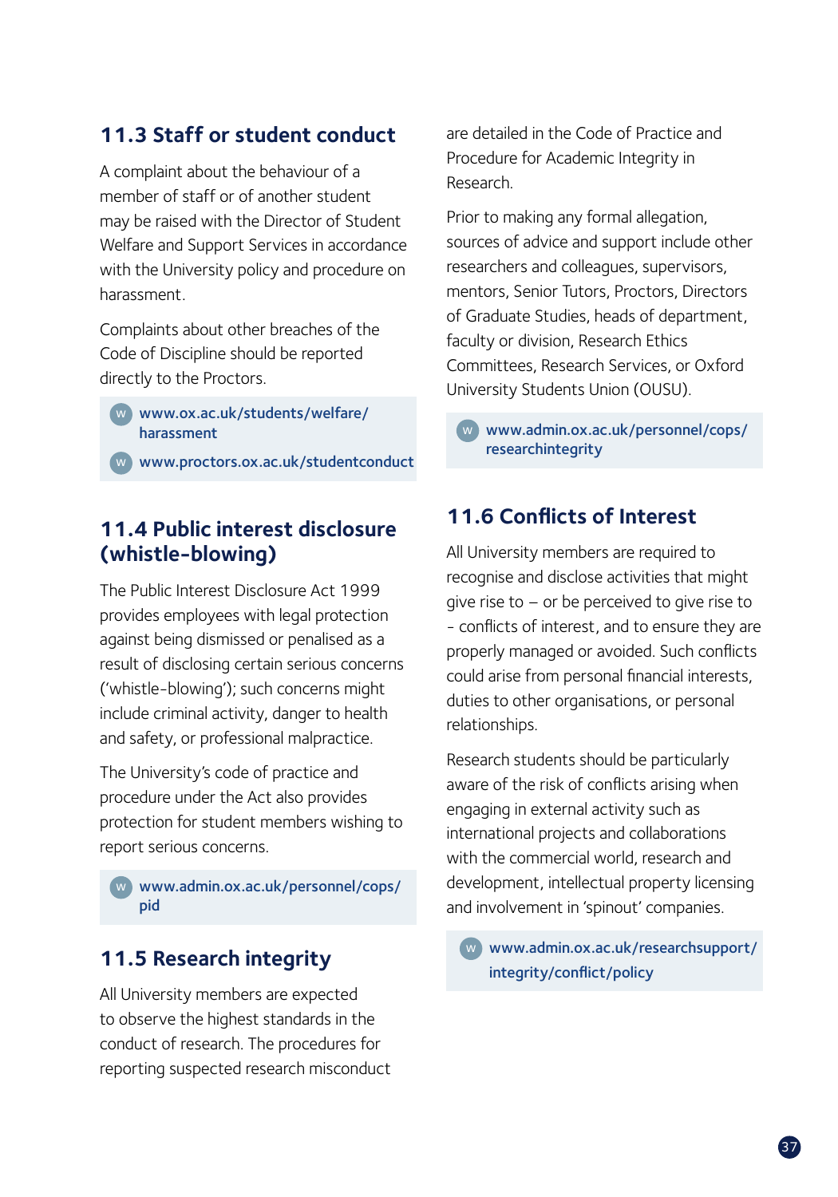## 11.3 Staff or student conduct

A complaint about the behaviour of a member of staff or of another student may be raised with the Director of Student Welfare and Support Services in accordance with the University policy and procedure on harassment.

Complaints about other breaches of the Code of Discipline should be reported directly to the Proctors.

W www.ox.ac.uk/students/welfare/harassment

W www.proctors.ox.ac.uk/studentconduct

## 11.4 Public interest disclosure (whistle-blowing)

The Public Interest Disclosure Act 1999 provides employees with legal protection against being dismissed or penalised as a result of disclosing certain serious concerns ('whistle-blowing'); such concerns might include criminal activity, danger to health and safety, or professional malpractice.

The University's code of practice and procedure under the Act also provides protection for student members wishing to report serious concerns.

W www.admin.ox.ac.uk/personnel/cops/pid

## 11.5 Research integrity

All University members are expected to observe the highest standards in the conduct of research. The procedures for reporting suspected research misconduct are detailed in the Code of Practice and Procedure for Academic Integrity in Research.

Prior to making any formal allegation, sources of advice and support include other researchers and colleagues, supervisors, mentors, Senior Tutors, Proctors, Directors of Graduate Studies, heads of department, faculty or division, Research Ethics Committees, Research Services, or Oxford University Students Union (OUSU).

W www.admin.ox.ac.uk/personnel/cops/researchintegrity

## 11.6 Conflicts of Interest

All University members are required to recognise and disclose activities that might give rise to – or be perceived to give rise to - conflicts of interest, and to ensure they are properly managed or avoided. Such conflicts could arise from personal financial interests, duties to other organisations, or personal relationships.

Research students should be particularly aware of the risk of conflicts arising when engaging in external activity such as international projects and collaborations with the commercial world, research and development, intellectual property licensing and involvement in 'spinout' companies.

W www.admin.ox.ac.uk/researchsupport/integrity/conflict/policy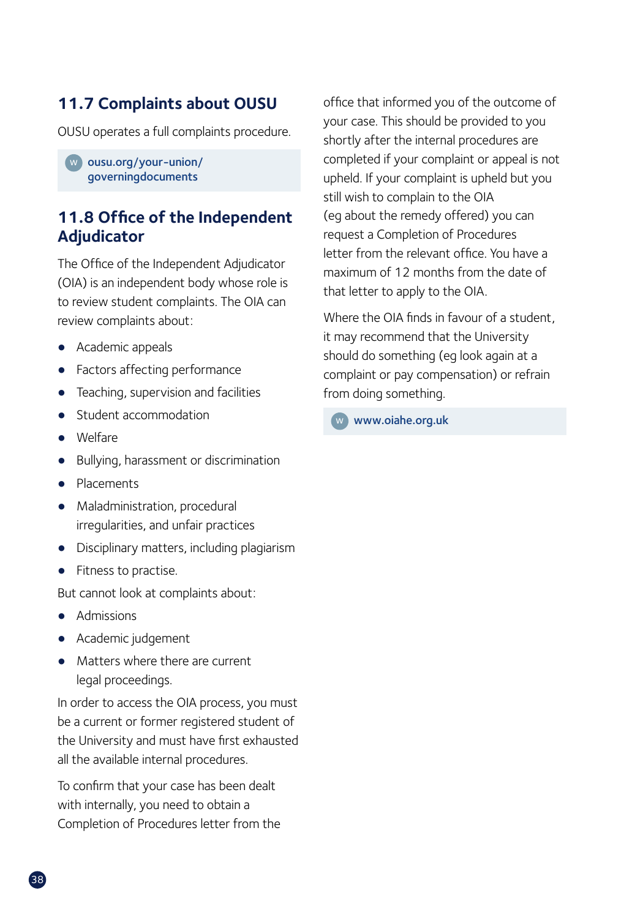## 11.7 Complaints about OUSU

OUSU operates a full complaints procedure.

W ousu.org/your-union/governingdocuments

## 11.8 Office of the Independent Adjudicator

The Office of the Independent Adjudicator (OIA) is an independent body whose role is to review student complaints. The OIA can review complaints about:

- Academic appeals
- Factors affecting performance
- Teaching, supervision and facilities
- Student accommodation
- Welfare
- Bullying, harassment or discrimination
- Placements
- Maladministration, procedural irregularities, and unfair practices
- Disciplinary matters, including plagiarism
- Fitness to practise.

But cannot look at complaints about:

- Admissions
- Academic judgement
- Matters where there are current legal proceedings.

In order to access the OIA process, you must be a current or former registered student of the University and must have first exhausted all the available internal procedures.

To confirm that your case has been dealt with internally, you need to obtain a Completion of Procedures letter from the office that informed you of the outcome of your case. This should be provided to you shortly after the internal procedures are completed if your complaint or appeal is not upheld. If your complaint is upheld but you still wish to complain to the OIA (eg about the remedy offered) you can request a Completion of Procedures letter from the relevant office. You have a maximum of 12 months from the date of that letter to apply to the OIA.

Where the OIA finds in favour of a student, it may recommend that the University should do something (eg look again at a complaint or pay compensation) or refrain from doing something.

W www.oiahe.org.uk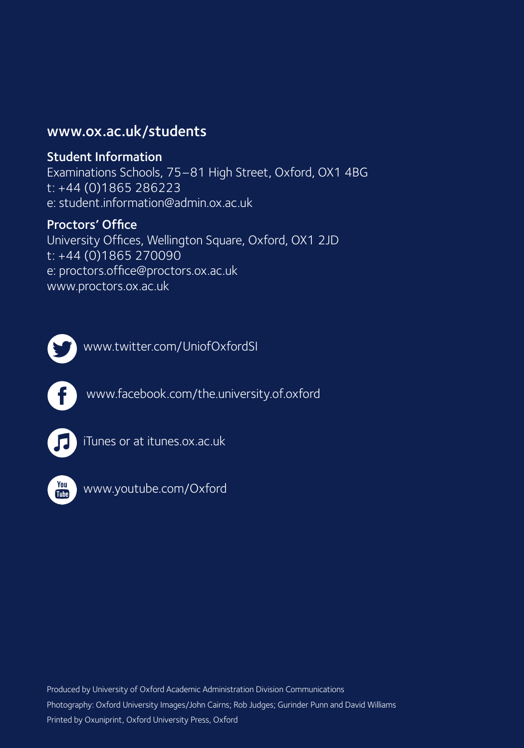## www.ox.ac.uk/students

**Student Information**
Examinations Schools, 75–81 High Street, Oxford, OX1 4BG
t: +44 (0)1865 286223
e: student.information@admin.ox.ac.uk

**Proctors' Office**
University Offices, Wellington Square, Oxford, OX1 2JD
t: +44 (0)1865 270090
e: proctors.office@proctors.ox.ac.uk
www.proctors.ox.ac.uk

www.twitter.com/UniofOxfordSI

www.facebook.com/the.university.of.oxford

iTunes or at itunes.ox.ac.uk

www.youtube.com/Oxford

Produced by University of Oxford Academic Administration Division Communications
Photography: Oxford University Images/John Cairns; Rob Judges; Gurinder Punn and David Williams
Printed by Oxuniprint, Oxford University Press, Oxford